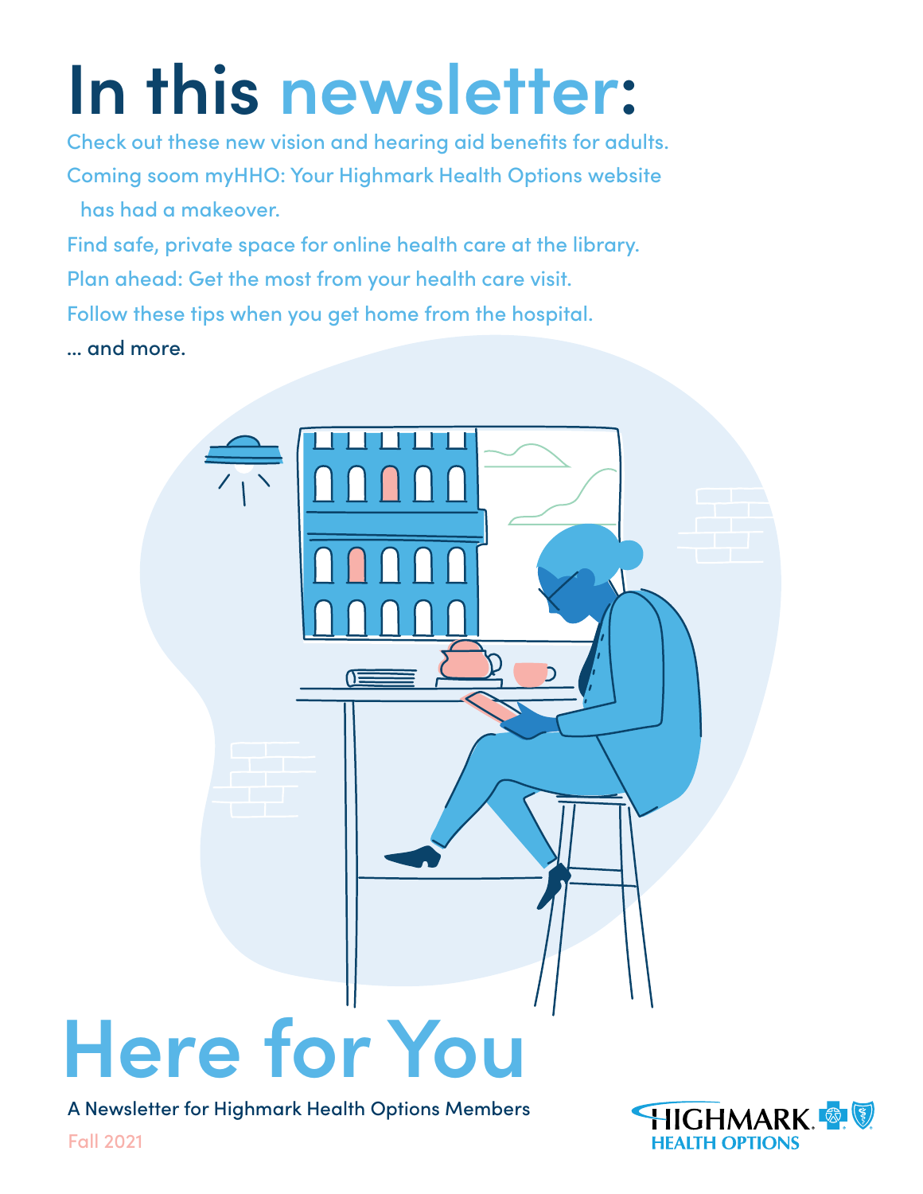# In this newsletter:

Check out these new vision and hearing aid benefits for adults.

Coming soom myHHO: Your Highmark Health Options website has had a makeover.

Find safe, private space for online health care at the library.

Plan ahead: Get the most from your health care visit.

Follow these tips when you get home from the hospital.

... and more.

# Here for You

A Newsletter for Highmark Health Options Members

Fall 2021

HIGHMARK HEALTH OPTIONS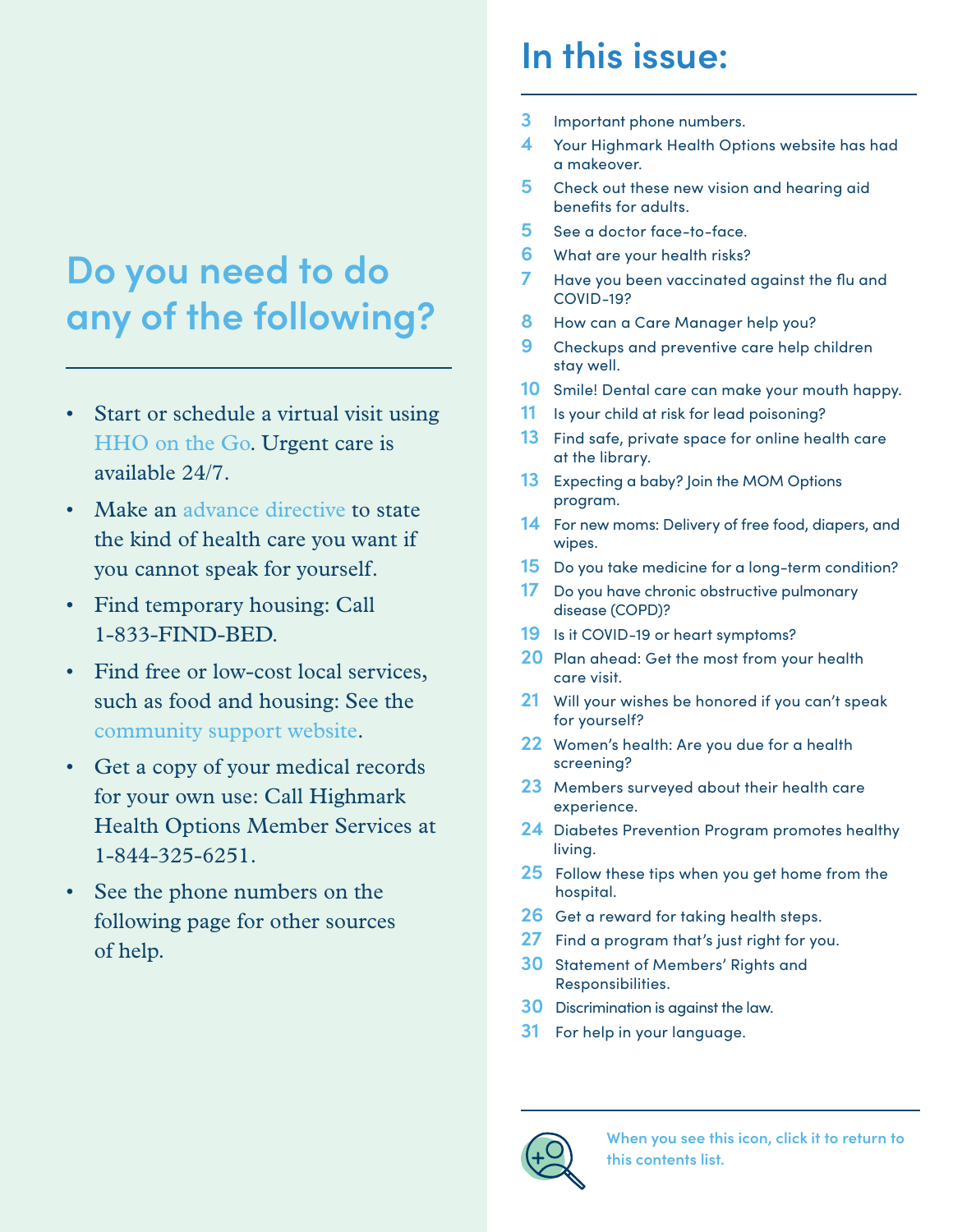## Do you need to do any of the following?

- Start or schedule a virtual visit using HHO on the Go. Urgent care is available 24/7.
- Make an advance directive to state the kind of health care you want if you cannot speak for yourself.
- Find temporary housing: Call 1-833-FIND-BED.
- Find free or low-cost local services, such as food and housing: See the community support website.
- Get a copy of your medical records for your own use: Call Highmark Health Options Member Services at 1-844-325-6251.
- See the phone numbers on the following page for other sources of help.

# In this issue:

- **3** Important phone numbers.
- **4** Your Highmark Health Options website has had a makeover.
- **5** Check out these new vision and hearing aid benefits for adults.
- **5** See a doctor face-to-face.
- **6** What are your health risks?
- **7** Have you been vaccinated against the flu and COVID-19?
- **8** How can a Care Manager help you?
- **9** Checkups and preventive care help children stay well.
- **10** Smile! Dental care can make your mouth happy.
- **11** Is your child at risk for lead poisoning?
- **13** Find safe, private space for online health care at the library.
- **13** Expecting a baby? Join the MOM Options program.
- **14** For new moms: Delivery of free food, diapers, and wipes.
- **15** Do you take medicine for a long-term condition?
- **17** Do you have chronic obstructive pulmonary disease (COPD)?
- **19** Is it COVID-19 or heart symptoms?
- **20** Plan ahead: Get the most from your health care visit.
- **21** Will your wishes be honored if you can't speak for yourself?
- **22** Women's health: Are you due for a health screening?
- **23** Members surveyed about their health care experience.
- **24** Diabetes Prevention Program promotes healthy living.
- **25** Follow these tips when you get home from the hospital.
- **26** Get a reward for taking health steps.
- **27** Find a program that's just right for you.
- **30** Statement of Members' Rights and Responsibilities.
- **30** Discrimination is against the law.
- **31** For help in your language.

When you see this icon, click it to return to this contents list.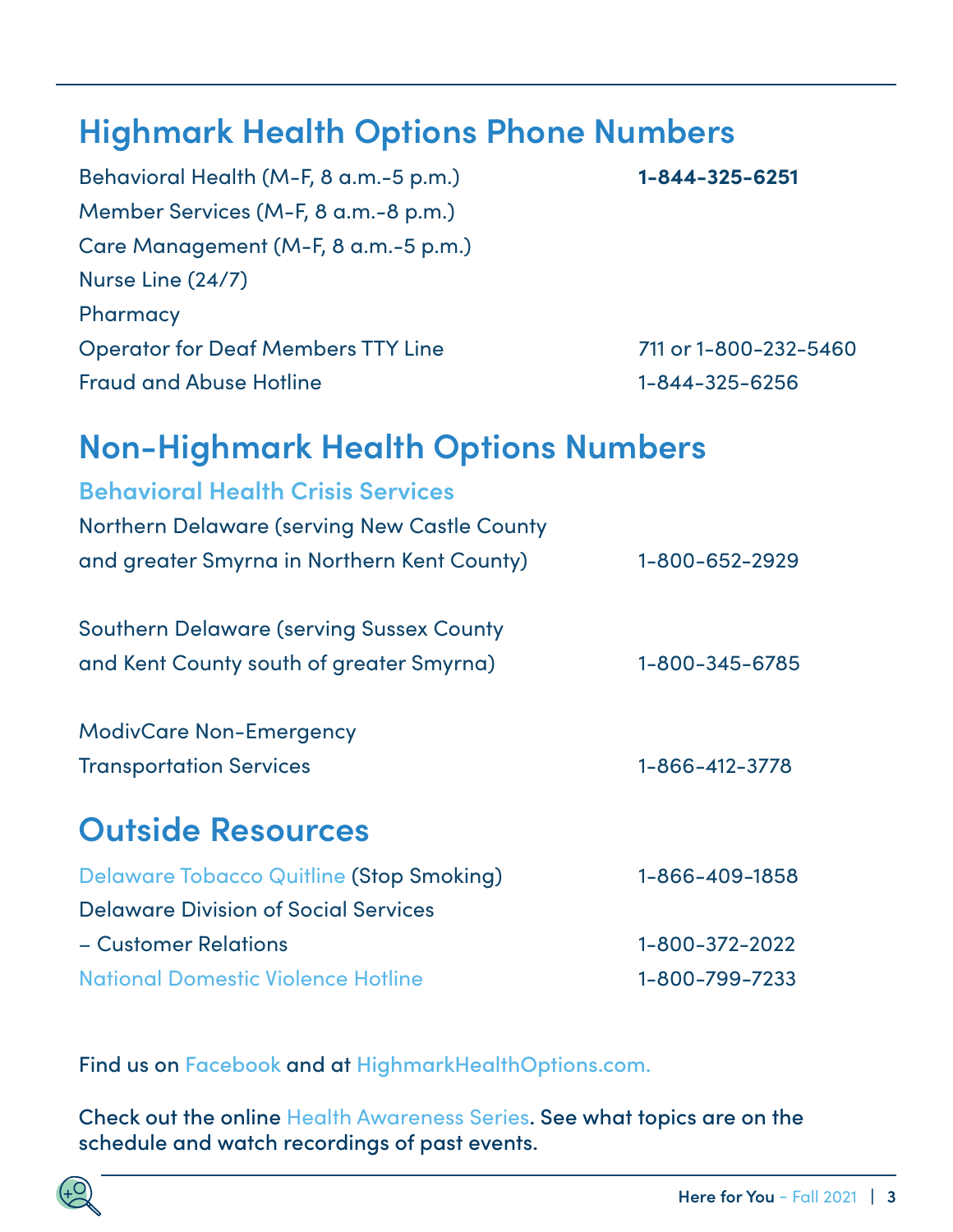## Highmark Health Options Phone Numbers

| | |
|---|---|
| Behavioral Health (M-F, 8 a.m.-5 p.m.) | **1-844-325-6251** |
| Member Services (M-F, 8 a.m.-8 p.m.) | |
| Care Management (M-F, 8 a.m.-5 p.m.) | |
| Nurse Line (24/7) | |
| Pharmacy | |
| Operator for Deaf Members TTY Line | 711 or 1-800-232-5460 |
| Fraud and Abuse Hotline | 1-844-325-6256 |

## Non-Highmark Health Options Numbers

### Behavioral Health Crisis Services

| | |
|---|---|
| Northern Delaware (serving New Castle County and greater Smyrna in Northern Kent County) | 1-800-652-2929 |
| Southern Delaware (serving Sussex County and Kent County south of greater Smyrna) | 1-800-345-6785 |
| ModivCare Non-Emergency Transportation Services | 1-866-412-3778 |

## Outside Resources

| | |
|---|---|
| Delaware Tobacco Quitline (Stop Smoking) | 1-866-409-1858 |
| Delaware Division of Social Services – Customer Relations | 1-800-372-2022 |
| National Domestic Violence Hotline | 1-800-799-7233 |

Find us on Facebook and at HighmarkHealthOptions.com.

Check out the online Health Awareness Series. See what topics are on the schedule and watch recordings of past events.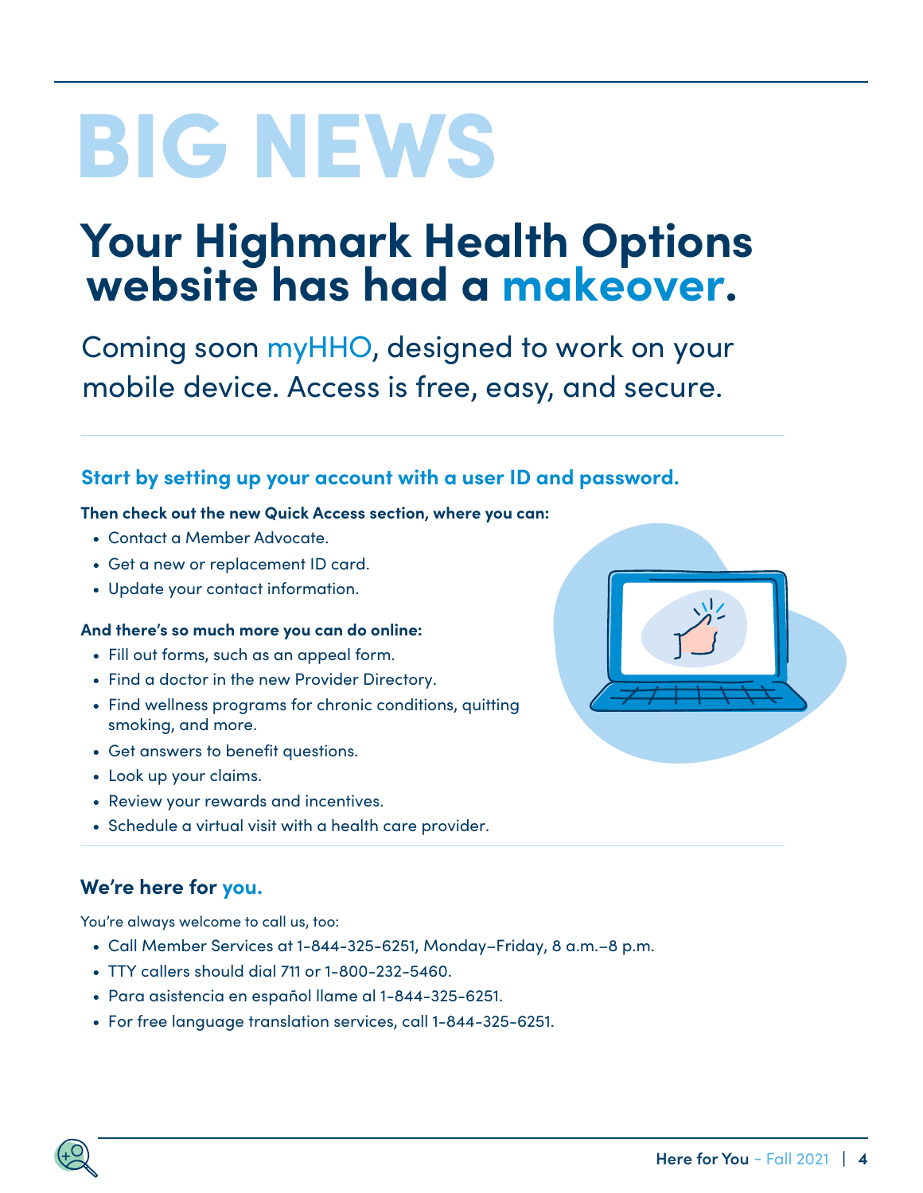# BIG NEWS

## Your Highmark Health Options website has had a makeover.

Coming soon myHHO, designed to work on your mobile device. Access is free, easy, and secure.

### Start by setting up your account with a user ID and password.

**Then check out the new Quick Access section, where you can:**

- Contact a Member Advocate.
- Get a new or replacement ID card.
- Update your contact information.

**And there's so much more you can do online:**

- Fill out forms, such as an appeal form.
- Find a doctor in the new Provider Directory.
- Find wellness programs for chronic conditions, quitting smoking, and more.
- Get answers to benefit questions.
- Look up your claims.
- Review your rewards and incentives.
- Schedule a virtual visit with a health care provider.

### We're here for you.

You're always welcome to call us, too:

- Call Member Services at 1-844-325-6251, Monday–Friday, 8 a.m.–8 p.m.
- TTY callers should dial 711 or 1-800-232-5460.
- Para asistencia en español llame al 1-844-325-6251.
- For free language translation services, call 1-844-325-6251.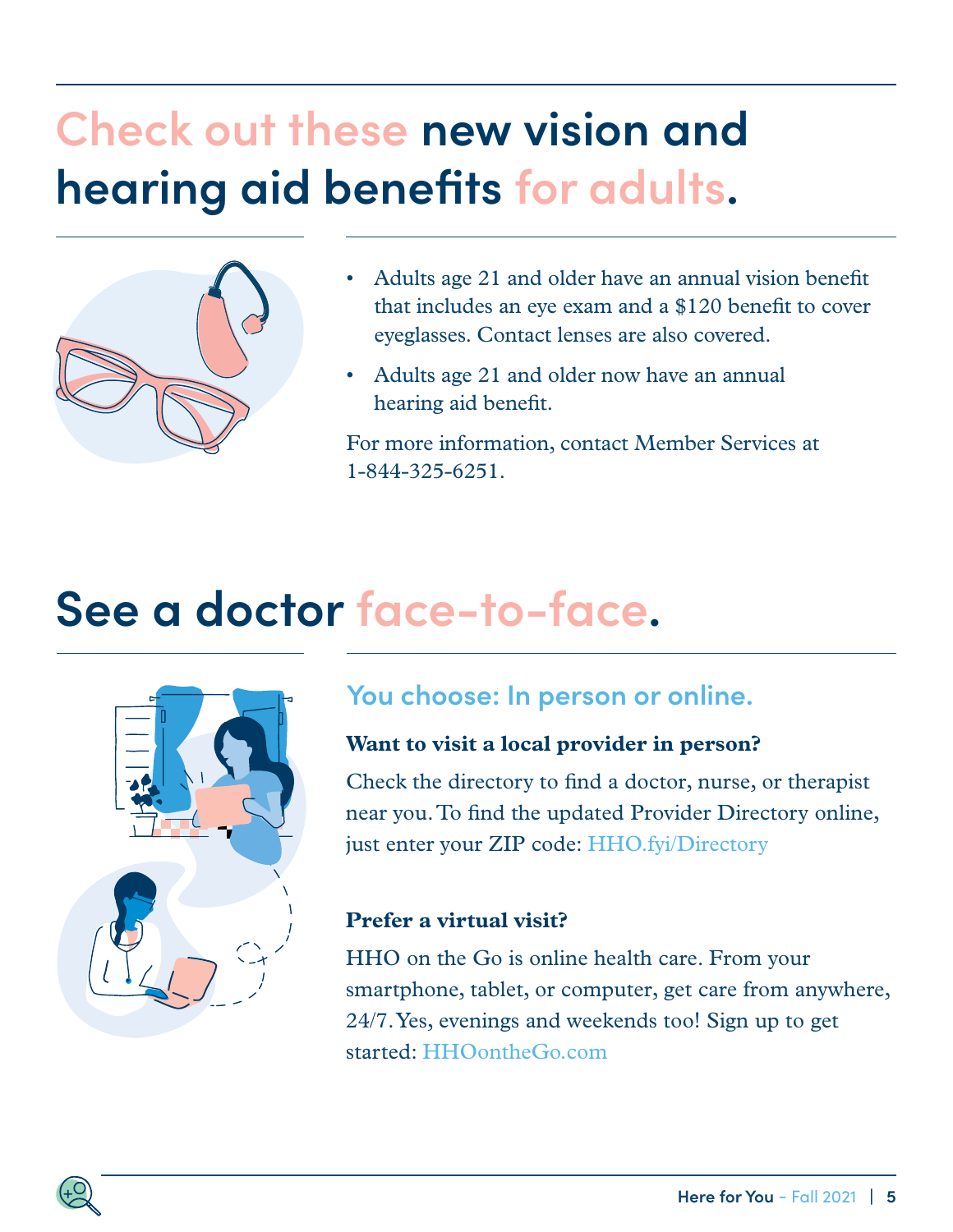# Check out these new vision and hearing aid benefits for adults.

- Adults age 21 and older have an annual vision benefit that includes an eye exam and a $120 benefit to cover eyeglasses. Contact lenses are also covered.
- Adults age 21 and older now have an annual hearing aid benefit.

For more information, contact Member Services at 1-844-325-6251.

# See a doctor face-to-face.

## You choose: In person or online.

**Want to visit a local provider in person?**

Check the directory to find a doctor, nurse, or therapist near you. To find the updated Provider Directory online, just enter your ZIP code: HHO.fyi/Directory

**Prefer a virtual visit?**

HHO on the Go is online health care. From your smartphone, tablet, or computer, get care from anywhere, 24/7. Yes, evenings and weekends too! Sign up to get started: HHOontheGo.com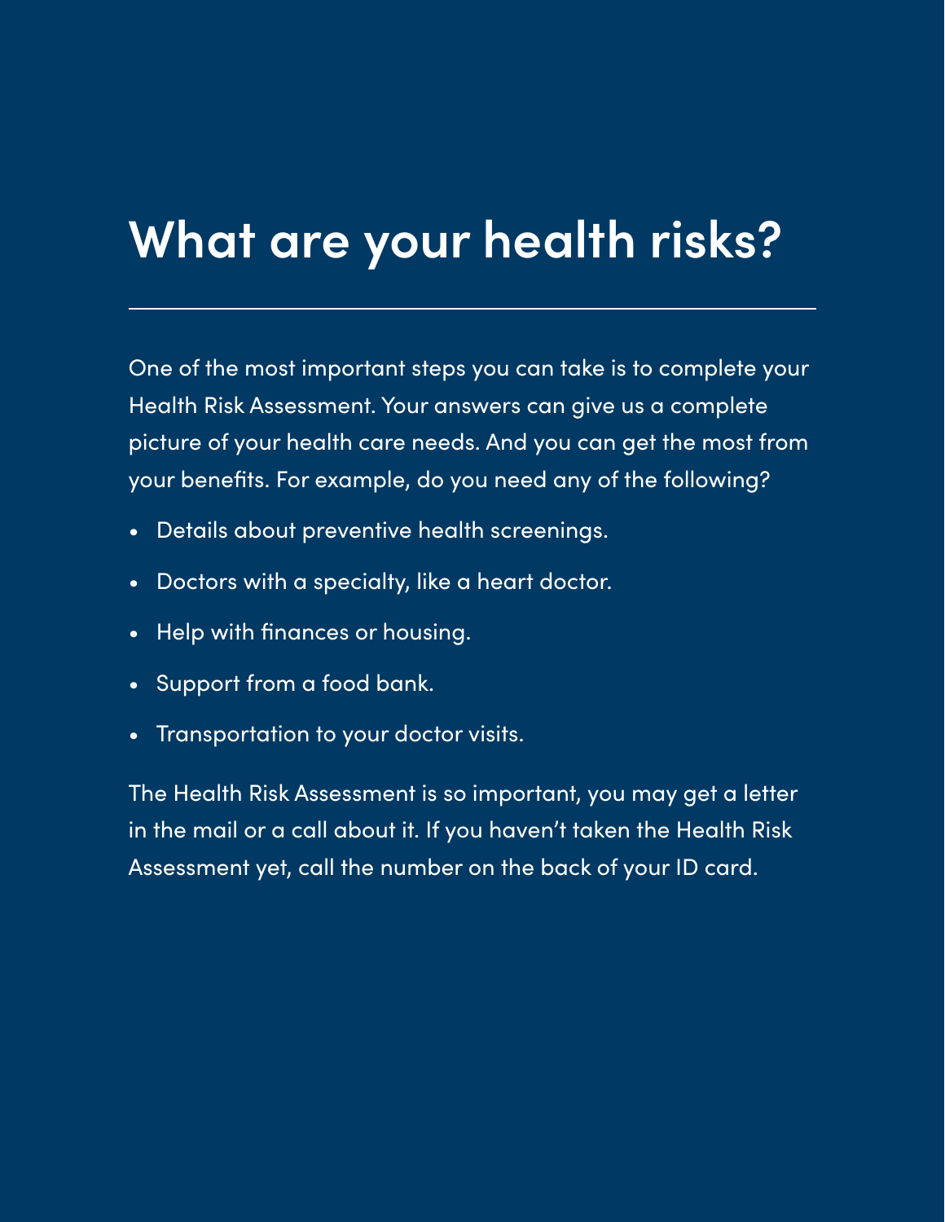# What are your health risks?

One of the most important steps you can take is to complete your Health Risk Assessment. Your answers can give us a complete picture of your health care needs. And you can get the most from your benefits. For example, do you need any of the following?

- Details about preventive health screenings.
- Doctors with a specialty, like a heart doctor.
- Help with finances or housing.
- Support from a food bank.
- Transportation to your doctor visits.

The Health Risk Assessment is so important, you may get a letter in the mail or a call about it. If you haven't taken the Health Risk Assessment yet, call the number on the back of your ID card.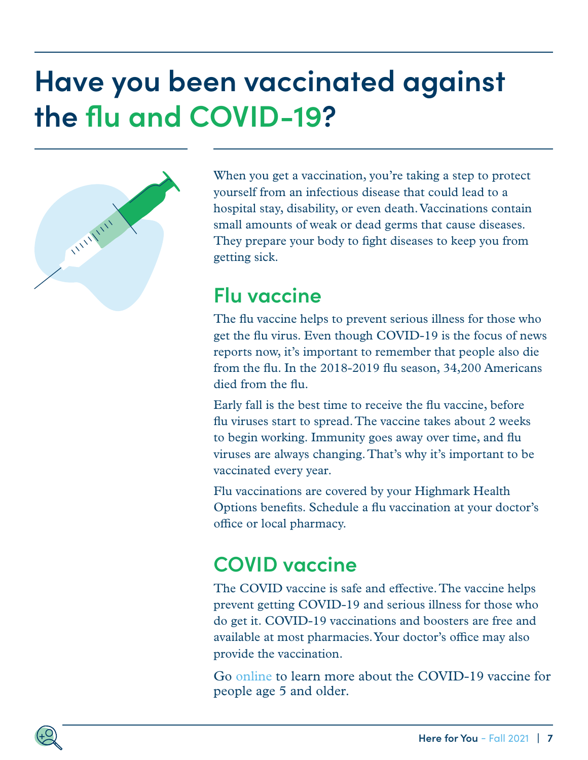# Have you been vaccinated against the flu and COVID-19?

When you get a vaccination, you're taking a step to protect yourself from an infectious disease that could lead to a hospital stay, disability, or even death. Vaccinations contain small amounts of weak or dead germs that cause diseases. They prepare your body to fight diseases to keep you from getting sick.

## Flu vaccine

The flu vaccine helps to prevent serious illness for those who get the flu virus. Even though COVID-19 is the focus of news reports now, it's important to remember that people also die from the flu. In the 2018-2019 flu season, 34,200 Americans died from the flu.

Early fall is the best time to receive the flu vaccine, before flu viruses start to spread. The vaccine takes about 2 weeks to begin working. Immunity goes away over time, and flu viruses are always changing. That's why it's important to be vaccinated every year.

Flu vaccinations are covered by your Highmark Health Options benefits. Schedule a flu vaccination at your doctor's office or local pharmacy.

## COVID vaccine

The COVID vaccine is safe and effective. The vaccine helps prevent getting COVID-19 and serious illness for those who do get it. COVID-19 vaccinations and boosters are free and available at most pharmacies. Your doctor's office may also provide the vaccination.

Go online to learn more about the COVID-19 vaccine for people age 5 and older.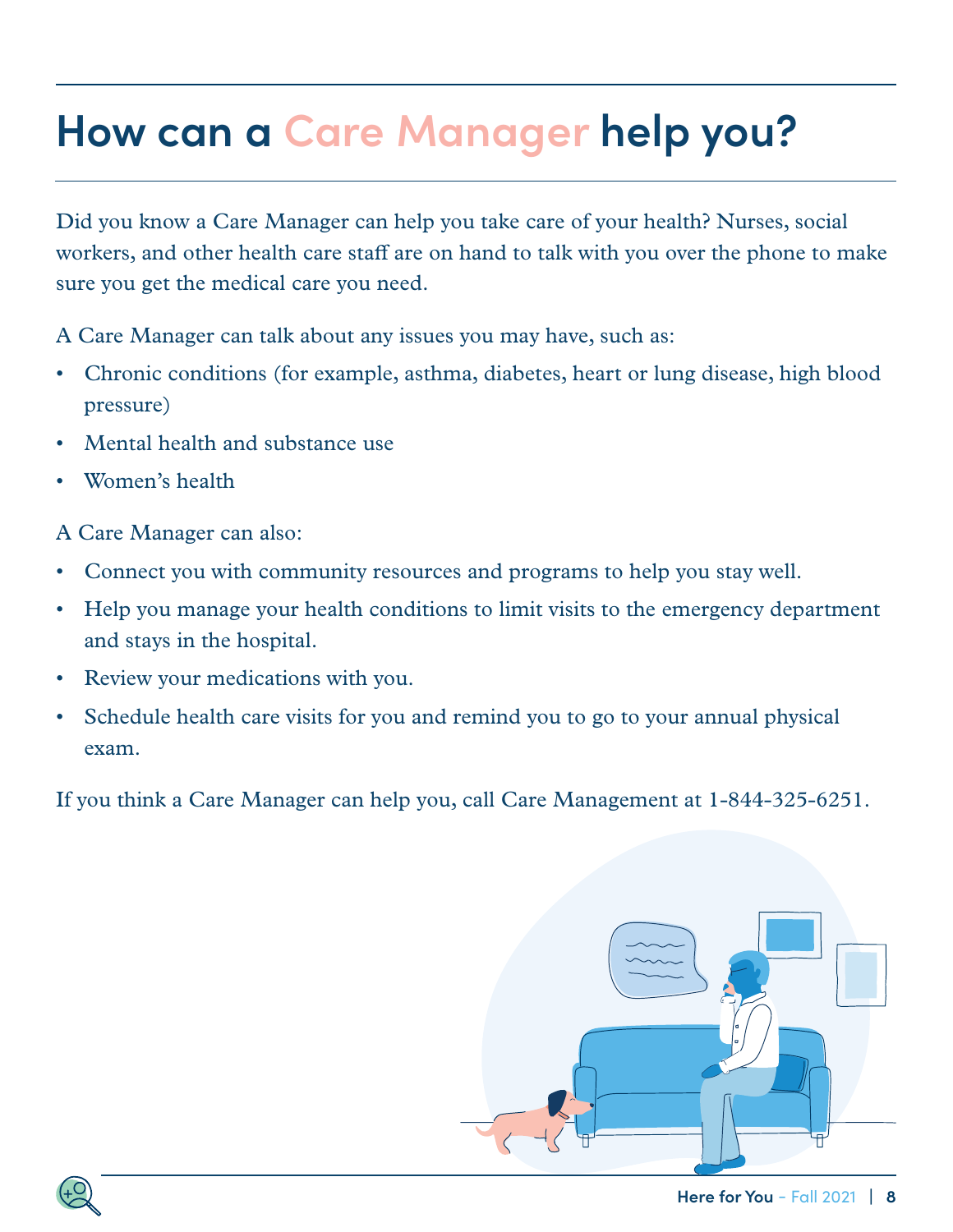# How can a Care Manager help you?

Did you know a Care Manager can help you take care of your health? Nurses, social workers, and other health care staff are on hand to talk with you over the phone to make sure you get the medical care you need.

A Care Manager can talk about any issues you may have, such as:

- Chronic conditions (for example, asthma, diabetes, heart or lung disease, high blood pressure)
- Mental health and substance use
- Women's health

A Care Manager can also:

- Connect you with community resources and programs to help you stay well.
- Help you manage your health conditions to limit visits to the emergency department and stays in the hospital.
- Review your medications with you.
- Schedule health care visits for you and remind you to go to your annual physical exam.

If you think a Care Manager can help you, call Care Management at 1-844-325-6251.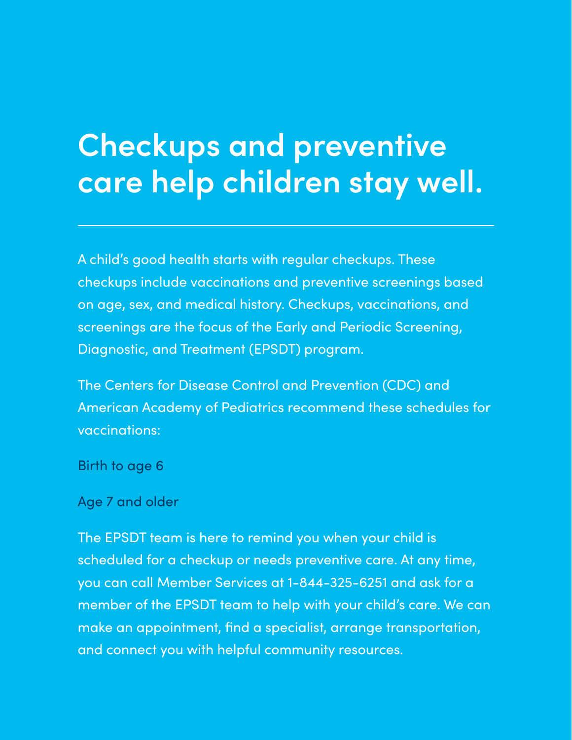# Checkups and preventive care help children stay well.

A child's good health starts with regular checkups. These checkups include vaccinations and preventive screenings based on age, sex, and medical history. Checkups, vaccinations, and screenings are the focus of the Early and Periodic Screening, Diagnostic, and Treatment (EPSDT) program.

The Centers for Disease Control and Prevention (CDC) and American Academy of Pediatrics recommend these schedules for vaccinations:

Birth to age 6

Age 7 and older

The EPSDT team is here to remind you when your child is scheduled for a checkup or needs preventive care. At any time, you can call Member Services at 1-844-325-6251 and ask for a member of the EPSDT team to help with your child's care. We can make an appointment, find a specialist, arrange transportation, and connect you with helpful community resources.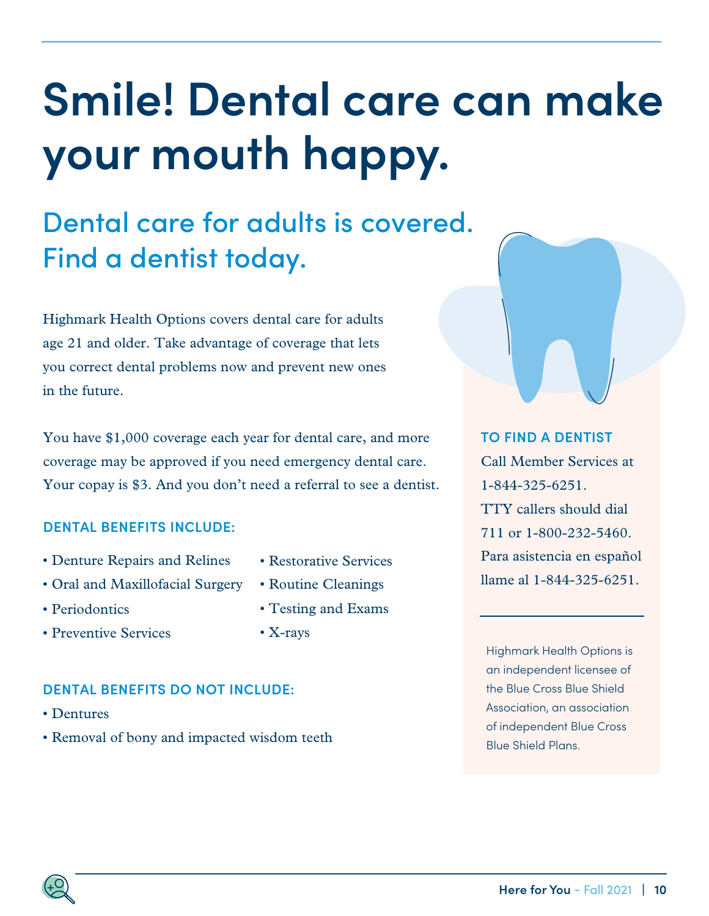# Smile! Dental care can make your mouth happy.

## Dental care for adults is covered. Find a dentist today.

Highmark Health Options covers dental care for adults age 21 and older. Take advantage of coverage that lets you correct dental problems now and prevent new ones in the future.

You have $1,000 coverage each year for dental care, and more coverage may be approved if you need emergency dental care. Your copay is $3. And you don't need a referral to see a dentist.

### DENTAL BENEFITS INCLUDE:

- Denture Repairs and Relines
- Oral and Maxillofacial Surgery
- Periodontics
- Preventive Services
- Restorative Services
- Routine Cleanings
- Testing and Exams
- X-rays

### DENTAL BENEFITS DO NOT INCLUDE:

- Dentures
- Removal of bony and impacted wisdom teeth

### TO FIND A DENTIST

Call Member Services at 1-844-325-6251. TTY callers should dial 711 or 1-800-232-5460. Para asistencia en español llame al 1-844-325-6251.

---

Highmark Health Options is an independent licensee of the Blue Cross Blue Shield Association, an association of independent Blue Cross Blue Shield Plans.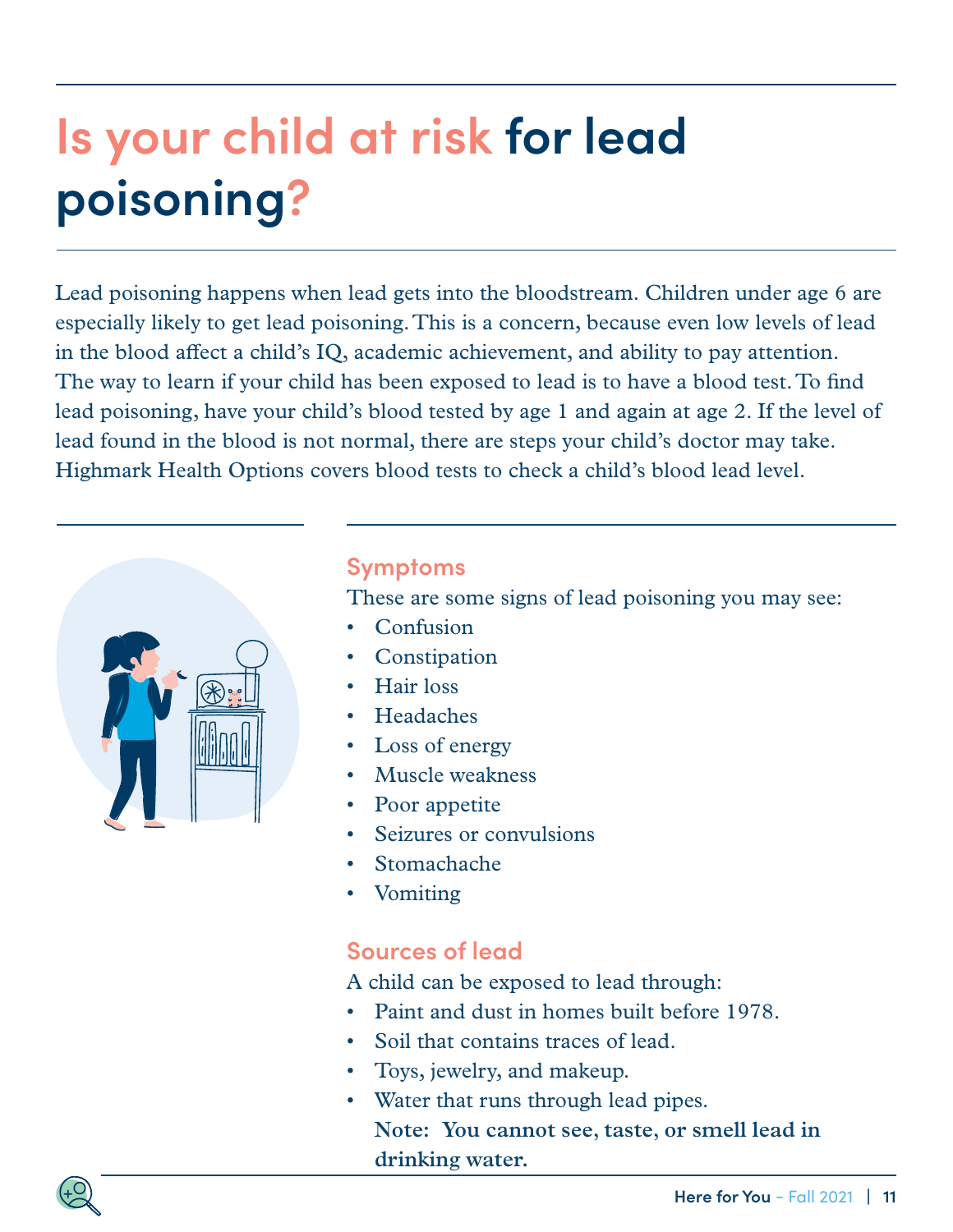# Is your child at risk for lead poisoning?

Lead poisoning happens when lead gets into the bloodstream. Children under age 6 are especially likely to get lead poisoning. This is a concern, because even low levels of lead in the blood affect a child's IQ, academic achievement, and ability to pay attention. The way to learn if your child has been exposed to lead is to have a blood test. To find lead poisoning, have your child's blood tested by age 1 and again at age 2. If the level of lead found in the blood is not normal, there are steps your child's doctor may take. Highmark Health Options covers blood tests to check a child's blood lead level.

## Symptoms

These are some signs of lead poisoning you may see:

- Confusion
- Constipation
- Hair loss
- Headaches
- Loss of energy
- Muscle weakness
- Poor appetite
- Seizures or convulsions
- Stomachache
- Vomiting

## Sources of lead

A child can be exposed to lead through:

- Paint and dust in homes built before 1978.
- Soil that contains traces of lead.
- Toys, jewelry, and makeup.
- Water that runs through lead pipes.
  **Note: You cannot see, taste, or smell lead in drinking water.**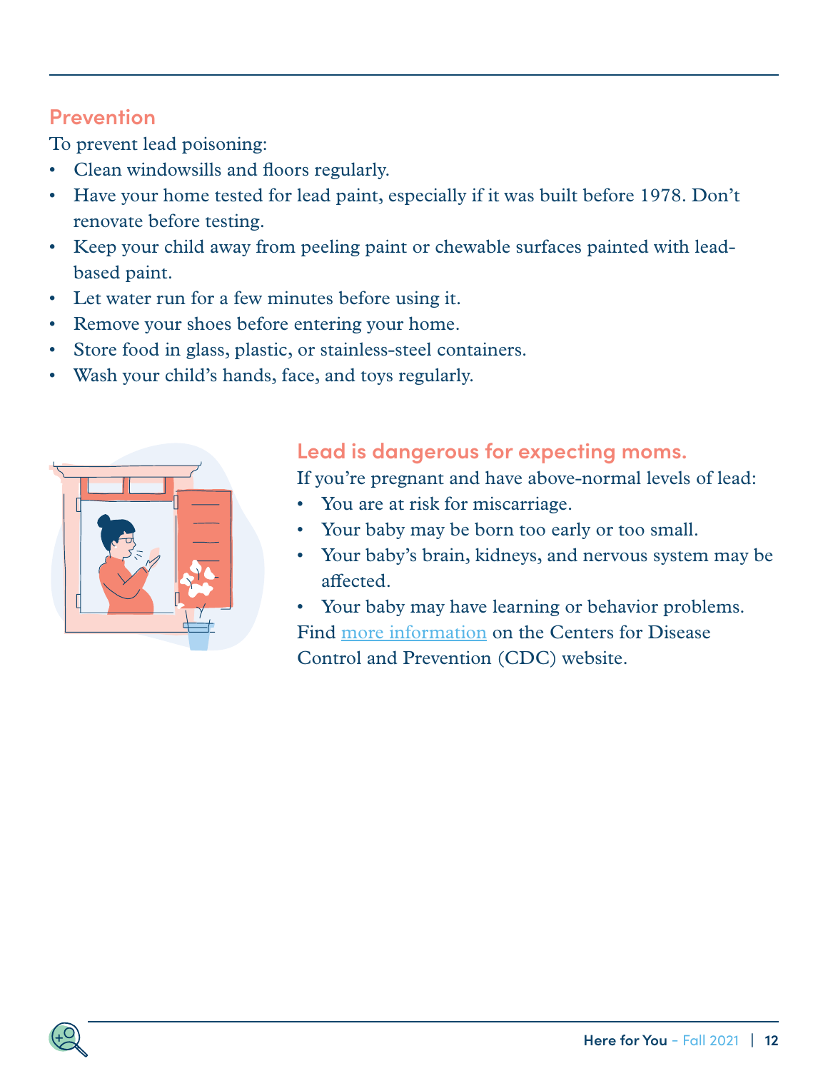## Prevention

To prevent lead poisoning:

- Clean windowsills and floors regularly.
- Have your home tested for lead paint, especially if it was built before 1978. Don't renovate before testing.
- Keep your child away from peeling paint or chewable surfaces painted with lead-based paint.
- Let water run for a few minutes before using it.
- Remove your shoes before entering your home.
- Store food in glass, plastic, or stainless-steel containers.
- Wash your child's hands, face, and toys regularly.

## Lead is dangerous for expecting moms.

If you're pregnant and have above-normal levels of lead:

- You are at risk for miscarriage.
- Your baby may be born too early or too small.
- Your baby's brain, kidneys, and nervous system may be affected.
- Your baby may have learning or behavior problems.

Find more information on the Centers for Disease Control and Prevention (CDC) website.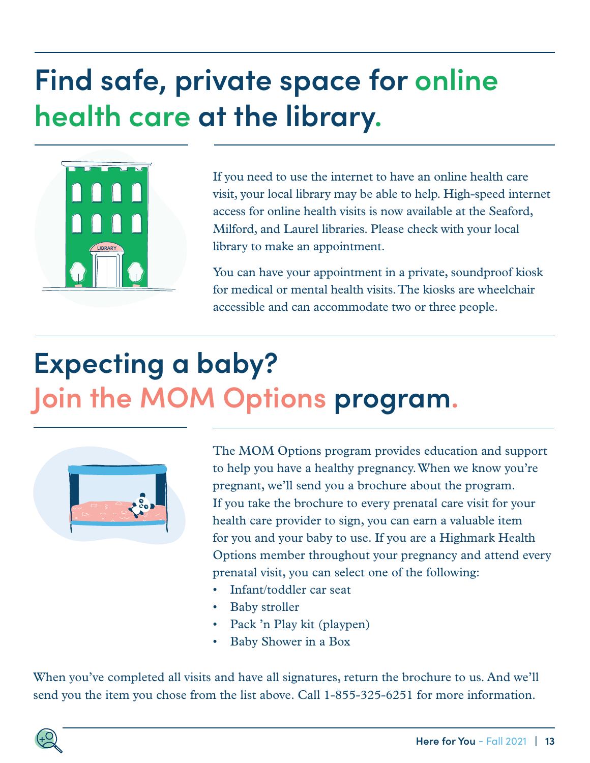# Find safe, private space for online health care at the library.

If you need to use the internet to have an online health care visit, your local library may be able to help. High-speed internet access for online health visits is now available at the Seaford, Milford, and Laurel libraries. Please check with your local library to make an appointment.

You can have your appointment in a private, soundproof kiosk for medical or mental health visits. The kiosks are wheelchair accessible and can accommodate two or three people.

# Expecting a baby? Join the MOM Options program.

The MOM Options program provides education and support to help you have a healthy pregnancy. When we know you're pregnant, we'll send you a brochure about the program. If you take the brochure to every prenatal care visit for your health care provider to sign, you can earn a valuable item for you and your baby to use. If you are a Highmark Health Options member throughout your pregnancy and attend every prenatal visit, you can select one of the following:

- Infant/toddler car seat
- Baby stroller
- Pack 'n Play kit (playpen)
- Baby Shower in a Box

When you've completed all visits and have all signatures, return the brochure to us. And we'll send you the item you chose from the list above. Call 1-855-325-6251 for more information.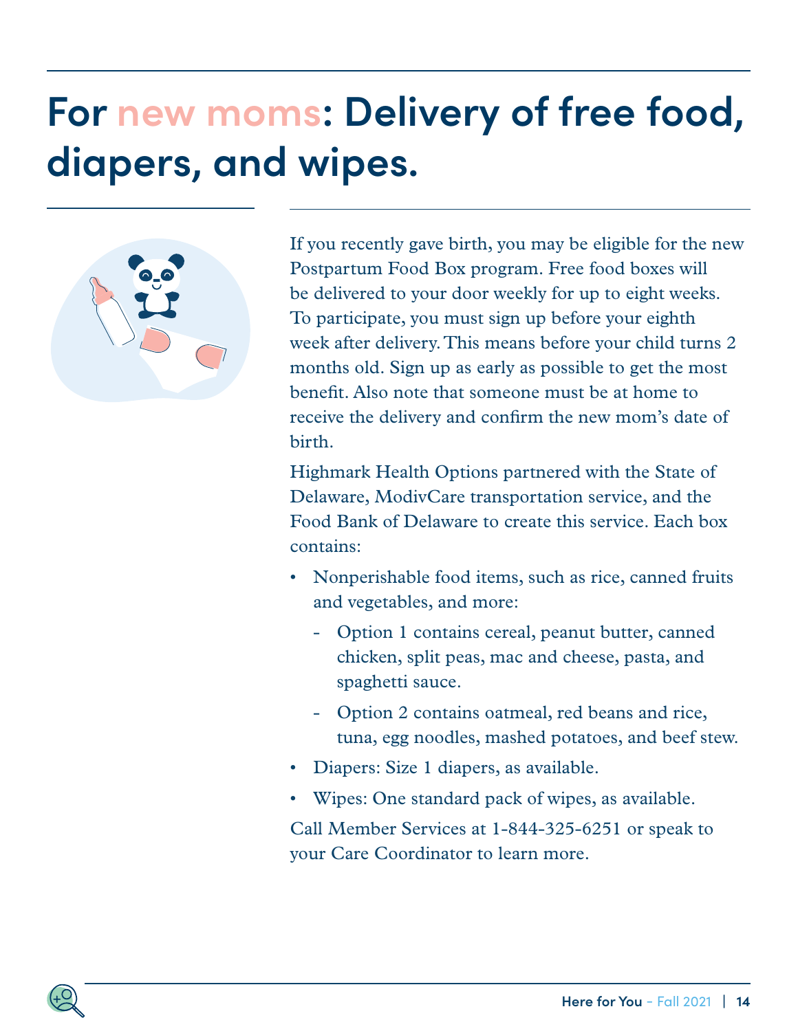# For new moms: Delivery of free food, diapers, and wipes.

If you recently gave birth, you may be eligible for the new Postpartum Food Box program. Free food boxes will be delivered to your door weekly for up to eight weeks. To participate, you must sign up before your eighth week after delivery. This means before your child turns 2 months old. Sign up as early as possible to get the most benefit. Also note that someone must be at home to receive the delivery and confirm the new mom's date of birth.

Highmark Health Options partnered with the State of Delaware, ModivCare transportation service, and the Food Bank of Delaware to create this service. Each box contains:

- Nonperishable food items, such as rice, canned fruits and vegetables, and more:
  - Option 1 contains cereal, peanut butter, canned chicken, split peas, mac and cheese, pasta, and spaghetti sauce.
  - Option 2 contains oatmeal, red beans and rice, tuna, egg noodles, mashed potatoes, and beef stew.
- Diapers: Size 1 diapers, as available.
- Wipes: One standard pack of wipes, as available.

Call Member Services at 1-844-325-6251 or speak to your Care Coordinator to learn more.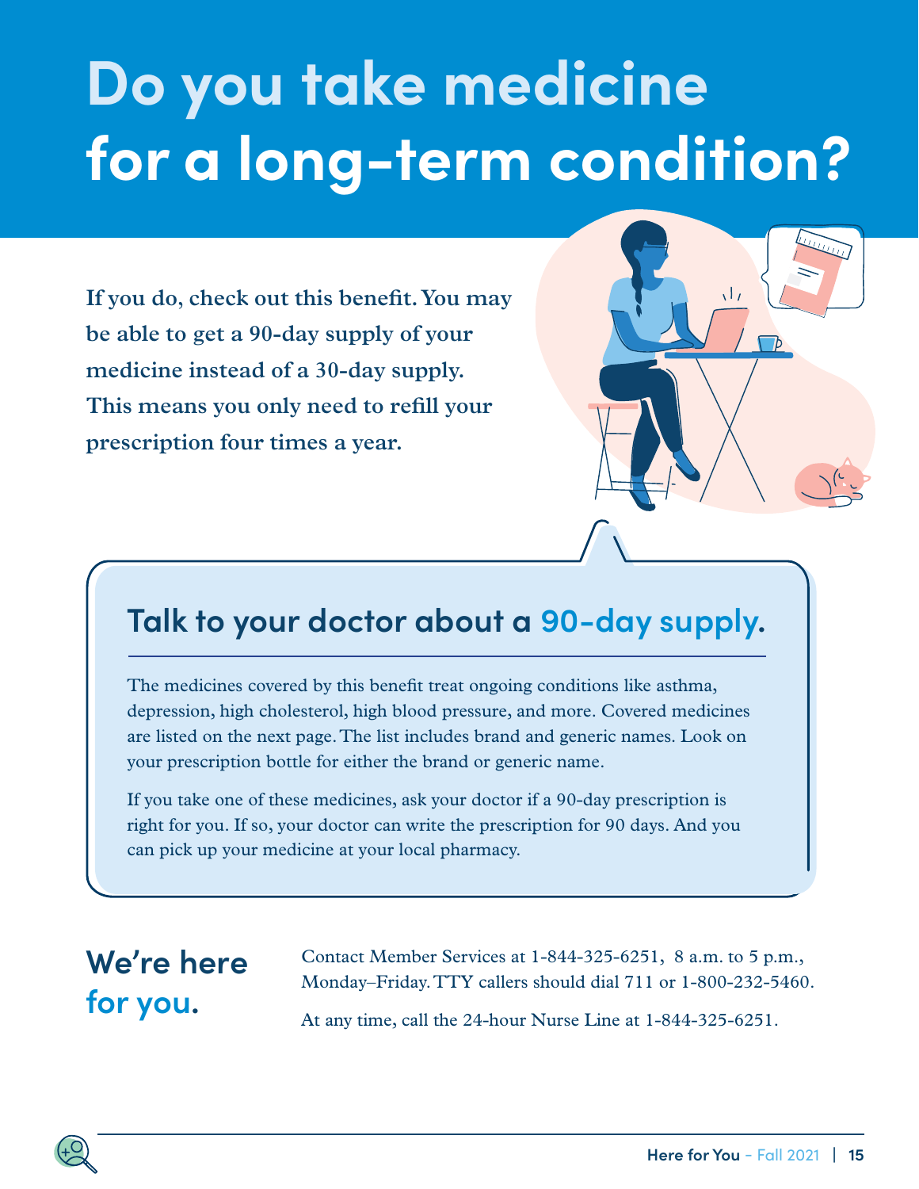# Do you take medicine for a long-term condition?

**If you do, check out this benefit. You may be able to get a 90-day supply of your medicine instead of a 30-day supply. This means you only need to refill your prescription four times a year.**

## Talk to your doctor about a 90-day supply.

The medicines covered by this benefit treat ongoing conditions like asthma, depression, high cholesterol, high blood pressure, and more. Covered medicines are listed on the next page. The list includes brand and generic names. Look on your prescription bottle for either the brand or generic name.

If you take one of these medicines, ask your doctor if a 90-day prescription is right for you. If so, your doctor can write the prescription for 90 days. And you can pick up your medicine at your local pharmacy.

## We're here for you.

Contact Member Services at 1-844-325-6251, 8 a.m. to 5 p.m., Monday–Friday. TTY callers should dial 711 or 1-800-232-5460.

At any time, call the 24-hour Nurse Line at 1-844-325-6251.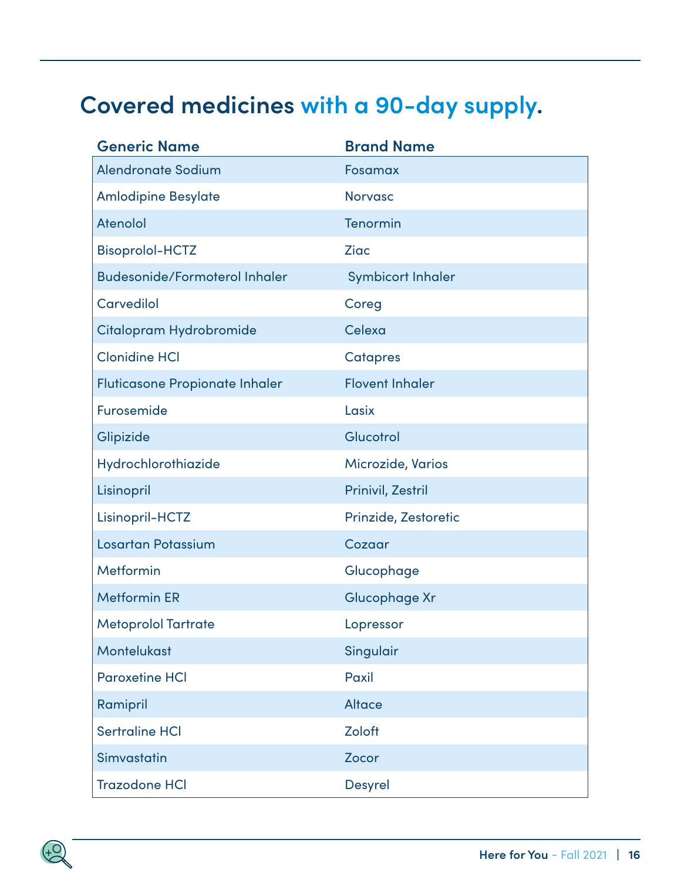## Covered medicines with a 90-day supply.

| Generic Name | Brand Name |
|---|---|
| Alendronate Sodium | Fosamax |
| Amlodipine Besylate | Norvasc |
| Atenolol | Tenormin |
| Bisoprolol-HCTZ | Ziac |
| Budesonide/Formoterol Inhaler | Symbicort Inhaler |
| Carvedilol | Coreg |
| Citalopram Hydrobromide | Celexa |
| Clonidine HCl | Catapres |
| Fluticasone Propionate Inhaler | Flovent Inhaler |
| Furosemide | Lasix |
| Glipizide | Glucotrol |
| Hydrochlorothiazide | Microzide, Varios |
| Lisinopril | Prinivil, Zestril |
| Lisinopril-HCTZ | Prinzide, Zestoretic |
| Losartan Potassium | Cozaar |
| Metformin | Glucophage |
| Metformin ER | Glucophage Xr |
| Metoprolol Tartrate | Lopressor |
| Montelukast | Singulair |
| Paroxetine HCl | Paxil |
| Ramipril | Altace |
| Sertraline HCl | Zoloft |
| Simvastatin | Zocor |
| Trazodone HCl | Desyrel |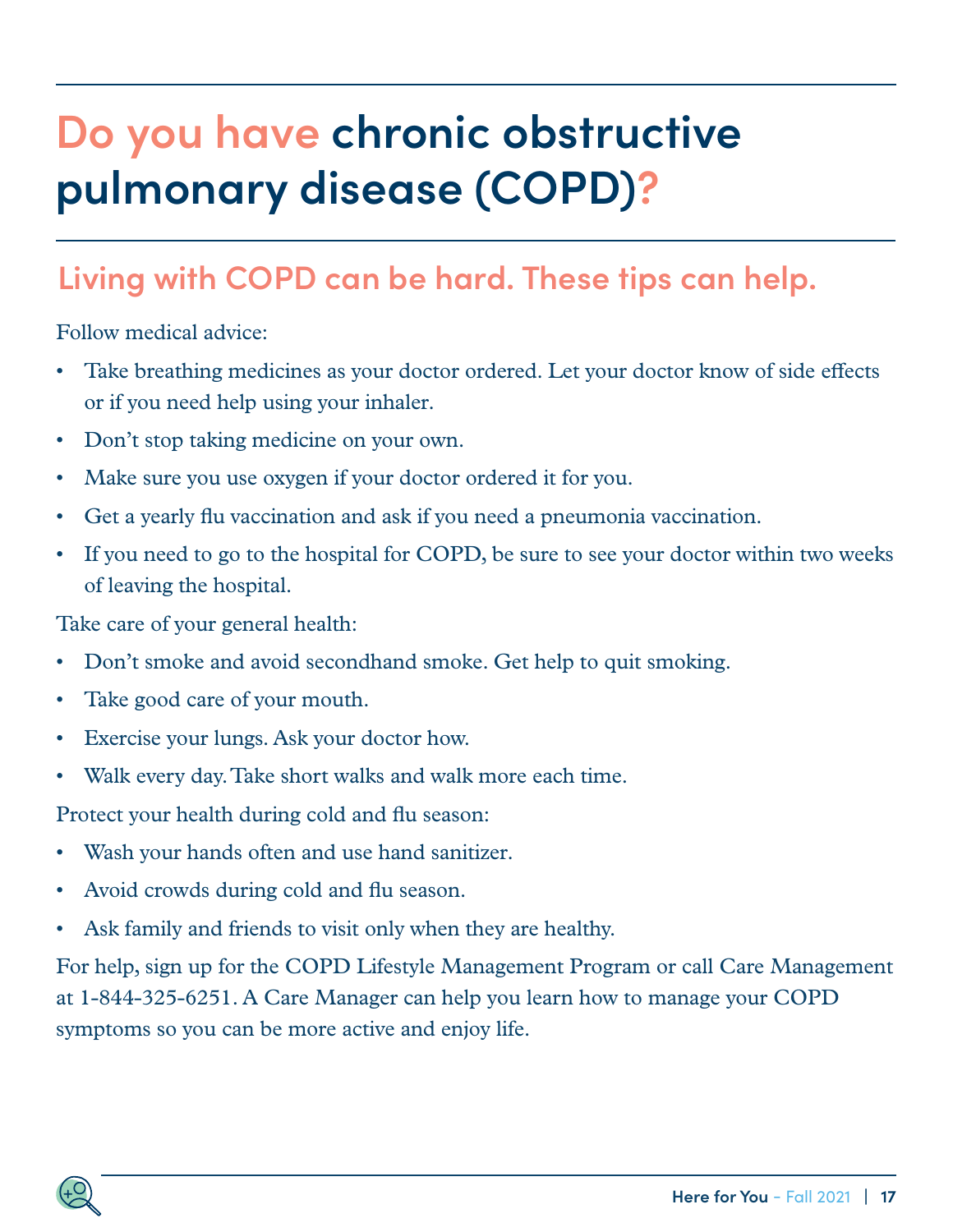# Do you have chronic obstructive pulmonary disease (COPD)?

## Living with COPD can be hard. These tips can help.

Follow medical advice:

- Take breathing medicines as your doctor ordered. Let your doctor know of side effects or if you need help using your inhaler.
- Don't stop taking medicine on your own.
- Make sure you use oxygen if your doctor ordered it for you.
- Get a yearly flu vaccination and ask if you need a pneumonia vaccination.
- If you need to go to the hospital for COPD, be sure to see your doctor within two weeks of leaving the hospital.

Take care of your general health:

- Don't smoke and avoid secondhand smoke. Get help to quit smoking.
- Take good care of your mouth.
- Exercise your lungs. Ask your doctor how.
- Walk every day. Take short walks and walk more each time.

Protect your health during cold and flu season:

- Wash your hands often and use hand sanitizer.
- Avoid crowds during cold and flu season.
- Ask family and friends to visit only when they are healthy.

For help, sign up for the COPD Lifestyle Management Program or call Care Management at 1-844-325-6251. A Care Manager can help you learn how to manage your COPD symptoms so you can be more active and enjoy life.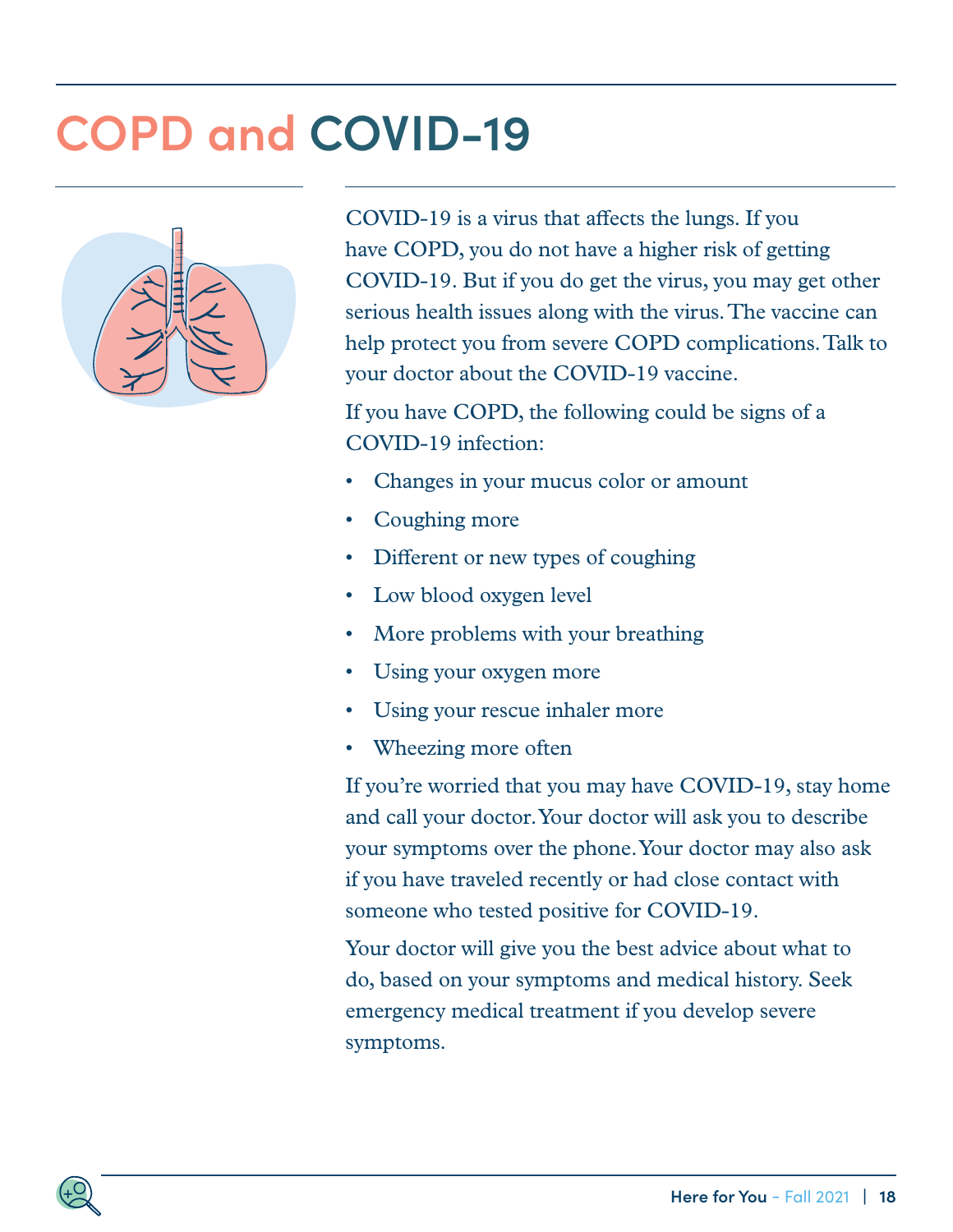# COPD and COVID-19

COVID-19 is a virus that affects the lungs. If you have COPD, you do not have a higher risk of getting COVID-19. But if you do get the virus, you may get other serious health issues along with the virus. The vaccine can help protect you from severe COPD complications. Talk to your doctor about the COVID-19 vaccine.

If you have COPD, the following could be signs of a COVID-19 infection:

- Changes in your mucus color or amount
- Coughing more
- Different or new types of coughing
- Low blood oxygen level
- More problems with your breathing
- Using your oxygen more
- Using your rescue inhaler more
- Wheezing more often

If you're worried that you may have COVID-19, stay home and call your doctor. Your doctor will ask you to describe your symptoms over the phone. Your doctor may also ask if you have traveled recently or had close contact with someone who tested positive for COVID-19.

Your doctor will give you the best advice about what to do, based on your symptoms and medical history. Seek emergency medical treatment if you develop severe symptoms.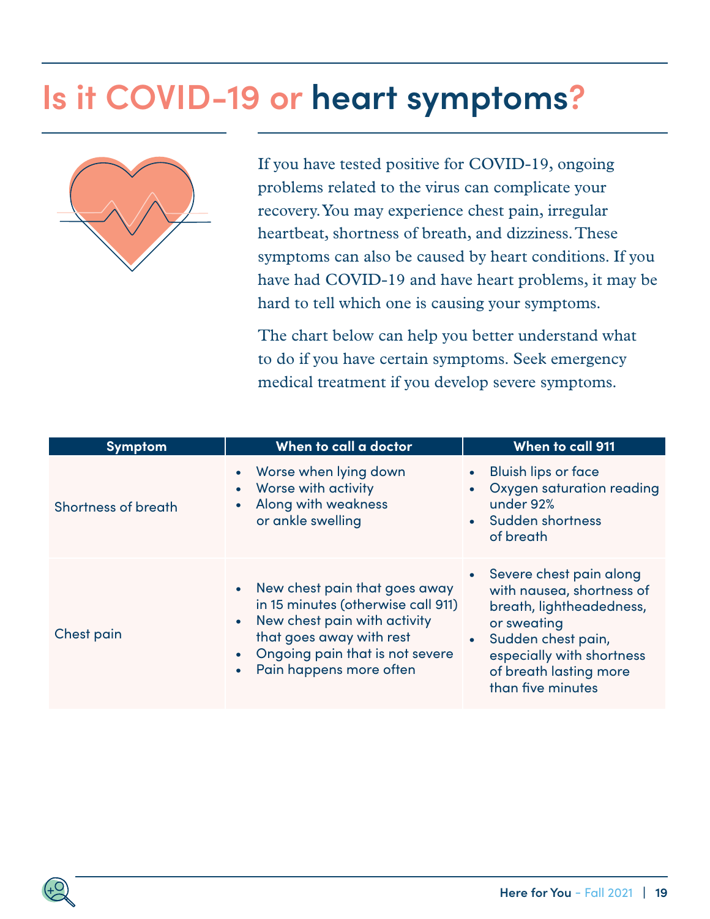# Is it COVID-19 or heart symptoms?

If you have tested positive for COVID-19, ongoing problems related to the virus can complicate your recovery. You may experience chest pain, irregular heartbeat, shortness of breath, and dizziness. These symptoms can also be caused by heart conditions. If you have had COVID-19 and have heart problems, it may be hard to tell which one is causing your symptoms.

The chart below can help you better understand what to do if you have certain symptoms. Seek emergency medical treatment if you develop severe symptoms.

| Symptom | When to call a doctor | When to call 911 |
|---|---|---|
| Shortness of breath | • Worse when lying down<br>• Worse with activity<br>• Along with weakness or ankle swelling | • Bluish lips or face<br>• Oxygen saturation reading under 92%<br>• Sudden shortness of breath |
| Chest pain | • New chest pain that goes away in 15 minutes (otherwise call 911)<br>• New chest pain with activity that goes away with rest<br>• Ongoing pain that is not severe<br>• Pain happens more often | • Severe chest pain along with nausea, shortness of breath, lightheadedness, or sweating<br>• Sudden chest pain, especially with shortness of breath lasting more than five minutes |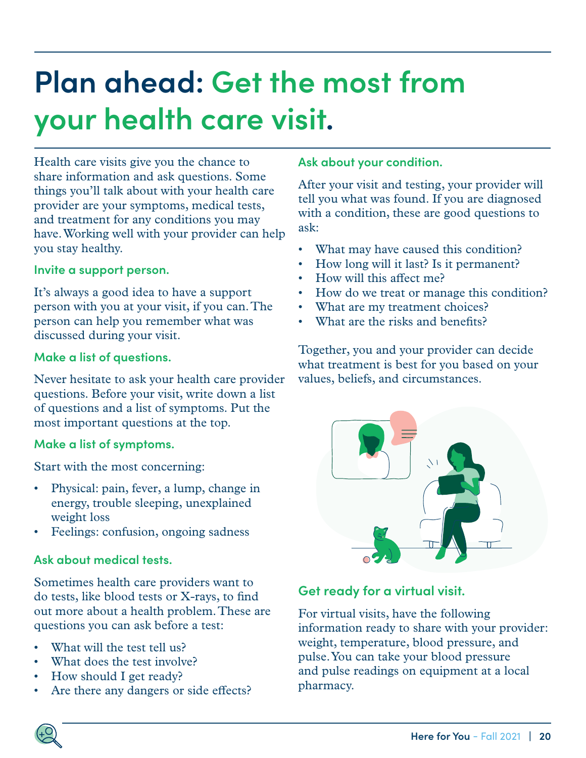# Plan ahead: Get the most from your health care visit.

Health care visits give you the chance to share information and ask questions. Some things you'll talk about with your health care provider are your symptoms, medical tests, and treatment for any conditions you may have. Working well with your provider can help you stay healthy.

### Invite a support person.

It's always a good idea to have a support person with you at your visit, if you can. The person can help you remember what was discussed during your visit.

### Make a list of questions.

Never hesitate to ask your health care provider questions. Before your visit, write down a list of questions and a list of symptoms. Put the most important questions at the top.

### Make a list of symptoms.

Start with the most concerning:

- Physical: pain, fever, a lump, change in energy, trouble sleeping, unexplained weight loss
- Feelings: confusion, ongoing sadness

### Ask about medical tests.

Sometimes health care providers want to do tests, like blood tests or X-rays, to find out more about a health problem. These are questions you can ask before a test:

- What will the test tell us?
- What does the test involve?
- How should I get ready?
- Are there any dangers or side effects?

### Ask about your condition.

After your visit and testing, your provider will tell you what was found. If you are diagnosed with a condition, these are good questions to ask:

- What may have caused this condition?
- How long will it last? Is it permanent?
- How will this affect me?
- How do we treat or manage this condition?
- What are my treatment choices?
- What are the risks and benefits?

Together, you and your provider can decide what treatment is best for you based on your values, beliefs, and circumstances.

### Get ready for a virtual visit.

For virtual visits, have the following information ready to share with your provider: weight, temperature, blood pressure, and pulse. You can take your blood pressure and pulse readings on equipment at a local pharmacy.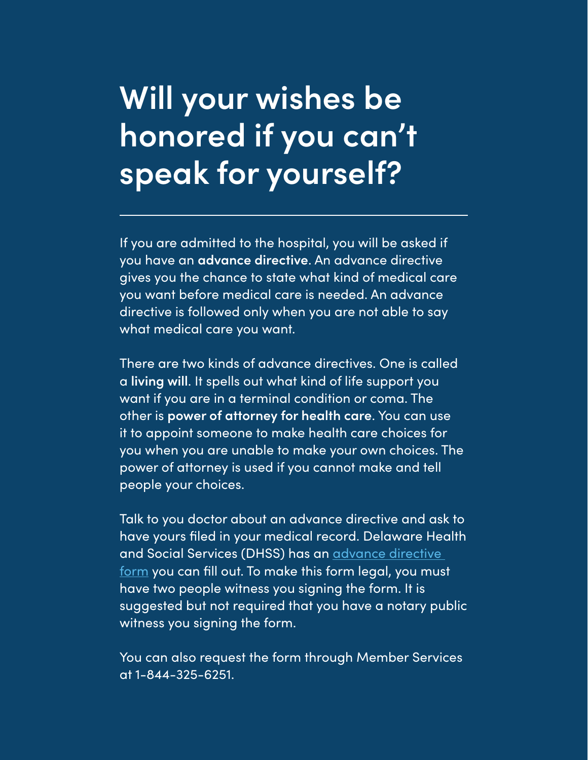# Will your wishes be honored if you can't speak for yourself?

---

If you are admitted to the hospital, you will be asked if you have an **advance directive**. An advance directive gives you the chance to state what kind of medical care you want before medical care is needed. An advance directive is followed only when you are not able to say what medical care you want.

There are two kinds of advance directives. One is called a **living will**. It spells out what kind of life support you want if you are in a terminal condition or coma. The other is **power of attorney for health care**. You can use it to appoint someone to make health care choices for you when you are unable to make your own choices. The power of attorney is used if you cannot make and tell people your choices.

Talk to you doctor about an advance directive and ask to have yours filed in your medical record. Delaware Health and Social Services (DHSS) has an advance directive form you can fill out. To make this form legal, you must have two people witness you signing the form. It is suggested but not required that you have a notary public witness you signing the form.

You can also request the form through Member Services at 1-844-325-6251.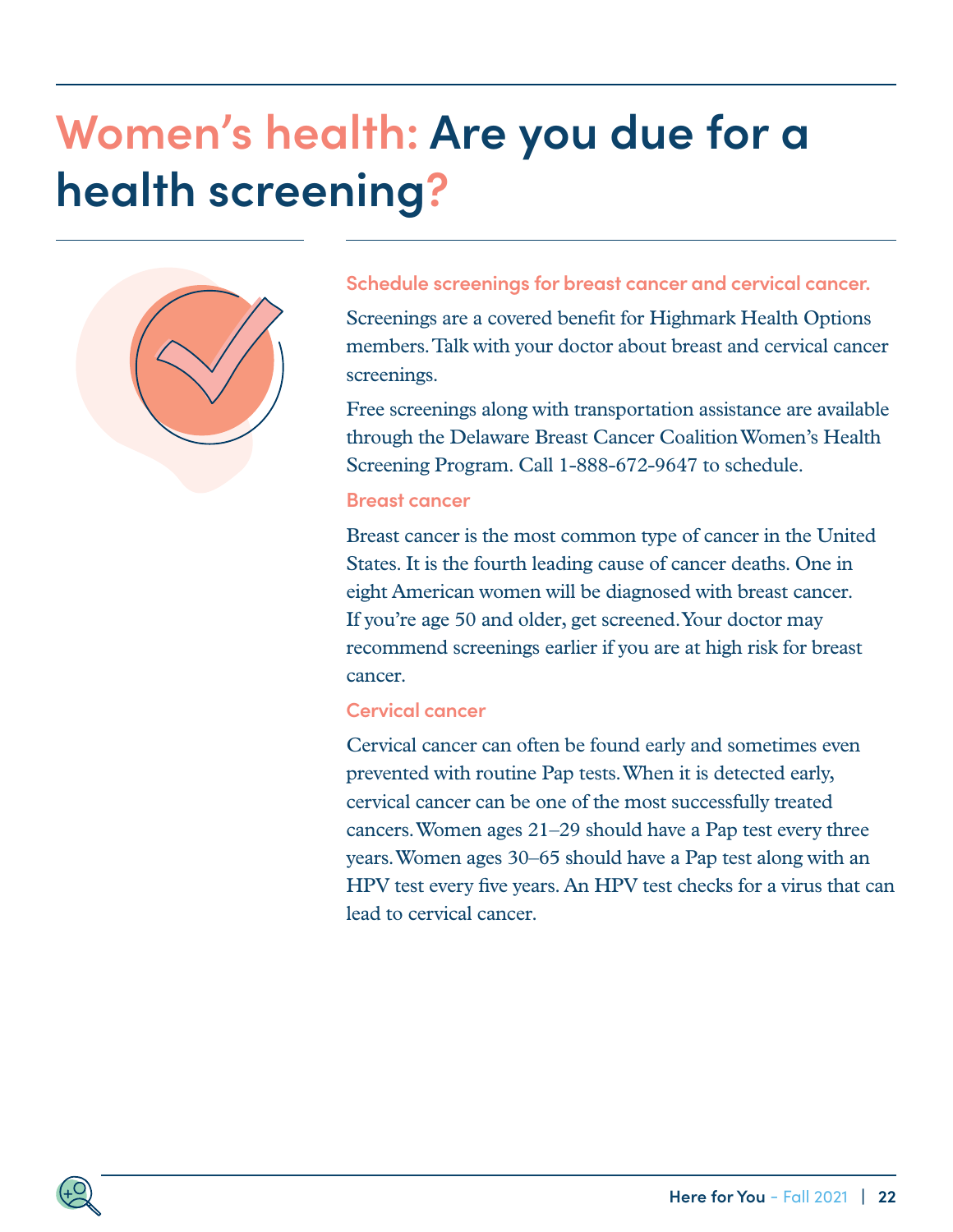# Women's health: Are you due for a health screening?

## Schedule screenings for breast cancer and cervical cancer.

Screenings are a covered benefit for Highmark Health Options members. Talk with your doctor about breast and cervical cancer screenings.

Free screenings along with transportation assistance are available through the Delaware Breast Cancer Coalition Women's Health Screening Program. Call 1-888-672-9647 to schedule.

### Breast cancer

Breast cancer is the most common type of cancer in the United States. It is the fourth leading cause of cancer deaths. One in eight American women will be diagnosed with breast cancer. If you're age 50 and older, get screened. Your doctor may recommend screenings earlier if you are at high risk for breast cancer.

### Cervical cancer

Cervical cancer can often be found early and sometimes even prevented with routine Pap tests. When it is detected early, cervical cancer can be one of the most successfully treated cancers. Women ages 21–29 should have a Pap test every three years. Women ages 30–65 should have a Pap test along with an HPV test every five years. An HPV test checks for a virus that can lead to cervical cancer.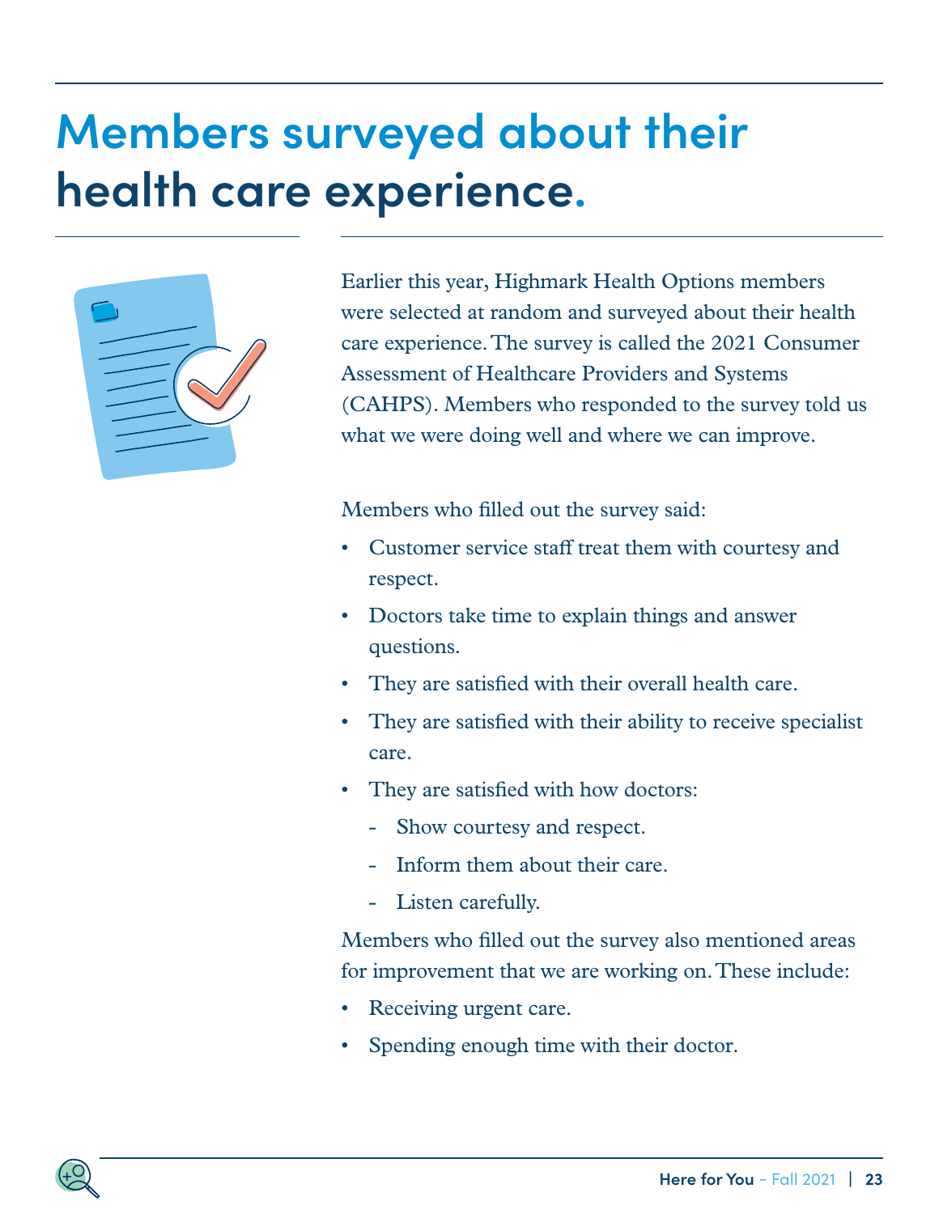# Members surveyed about their health care experience.

Earlier this year, Highmark Health Options members were selected at random and surveyed about their health care experience. The survey is called the 2021 Consumer Assessment of Healthcare Providers and Systems (CAHPS). Members who responded to the survey told us what we were doing well and where we can improve.

Members who filled out the survey said:

- Customer service staff treat them with courtesy and respect.
- Doctors take time to explain things and answer questions.
- They are satisfied with their overall health care.
- They are satisfied with their ability to receive specialist care.
- They are satisfied with how doctors:
  - Show courtesy and respect.
  - Inform them about their care.
  - Listen carefully.

Members who filled out the survey also mentioned areas for improvement that we are working on. These include:

- Receiving urgent care.
- Spending enough time with their doctor.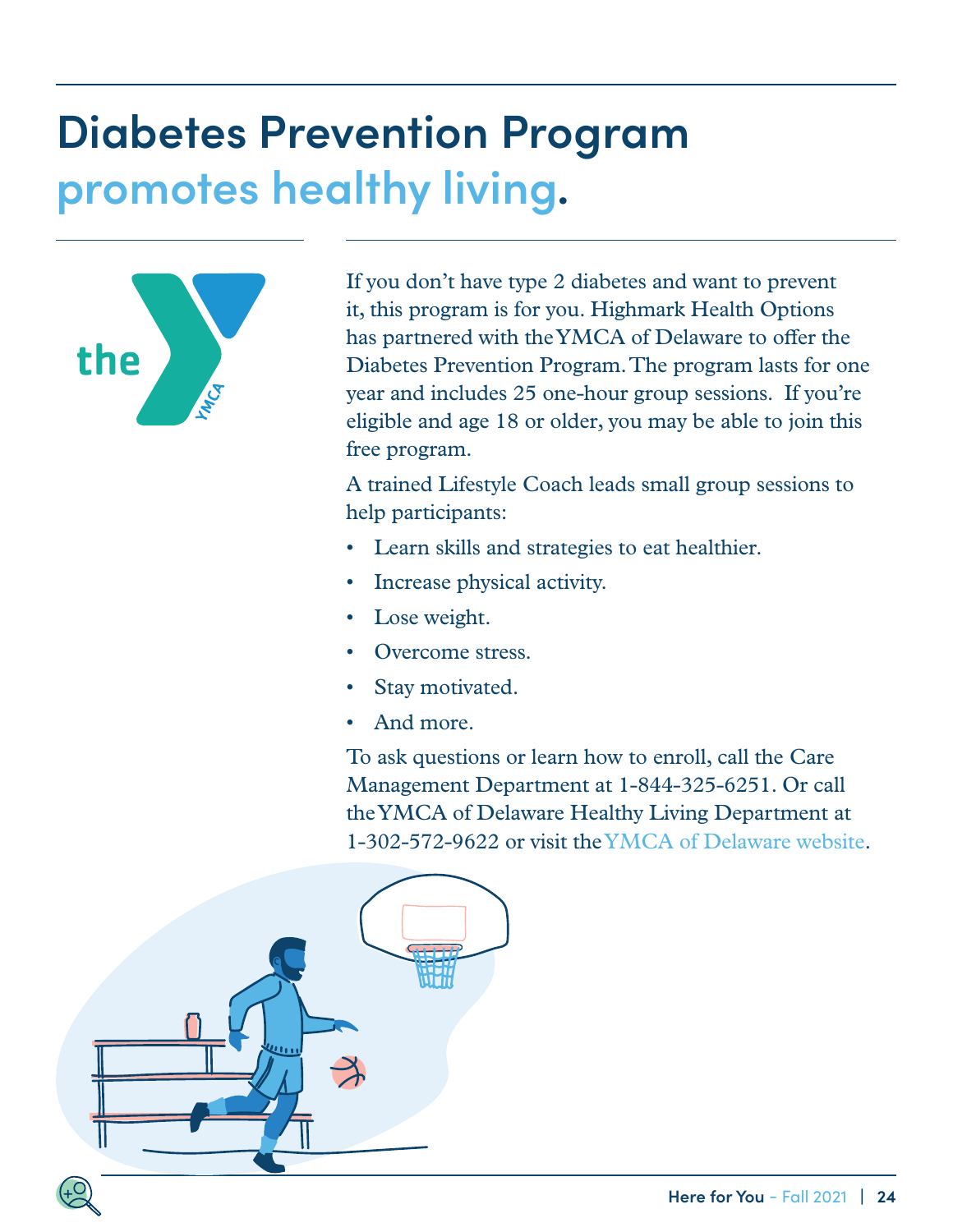# Diabetes Prevention Program promotes healthy living.

If you don't have type 2 diabetes and want to prevent it, this program is for you. Highmark Health Options has partnered with the YMCA of Delaware to offer the Diabetes Prevention Program. The program lasts for one year and includes 25 one-hour group sessions. If you're eligible and age 18 or older, you may be able to join this free program.

A trained Lifestyle Coach leads small group sessions to help participants:

- Learn skills and strategies to eat healthier.
- Increase physical activity.
- Lose weight.
- Overcome stress.
- Stay motivated.
- And more.

To ask questions or learn how to enroll, call the Care Management Department at 1-844-325-6251. Or call the YMCA of Delaware Healthy Living Department at 1-302-572-9622 or visit the YMCA of Delaware website.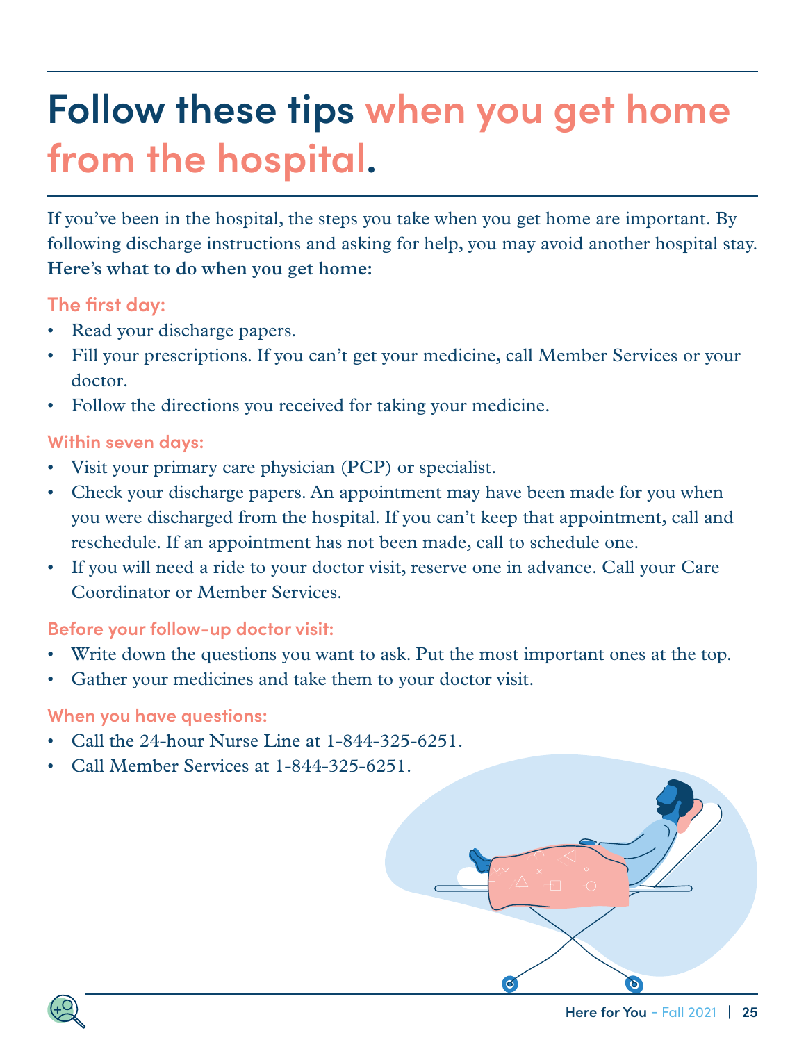# Follow these tips when you get home from the hospital.

If you've been in the hospital, the steps you take when you get home are important. By following discharge instructions and asking for help, you may avoid another hospital stay. **Here's what to do when you get home:**

### The first day:

- Read your discharge papers.
- Fill your prescriptions. If you can't get your medicine, call Member Services or your doctor.
- Follow the directions you received for taking your medicine.

### Within seven days:

- Visit your primary care physician (PCP) or specialist.
- Check your discharge papers. An appointment may have been made for you when you were discharged from the hospital. If you can't keep that appointment, call and reschedule. If an appointment has not been made, call to schedule one.
- If you will need a ride to your doctor visit, reserve one in advance. Call your Care Coordinator or Member Services.

### Before your follow-up doctor visit:

- Write down the questions you want to ask. Put the most important ones at the top.
- Gather your medicines and take them to your doctor visit.

### When you have questions:

- Call the 24-hour Nurse Line at 1-844-325-6251.
- Call Member Services at 1-844-325-6251.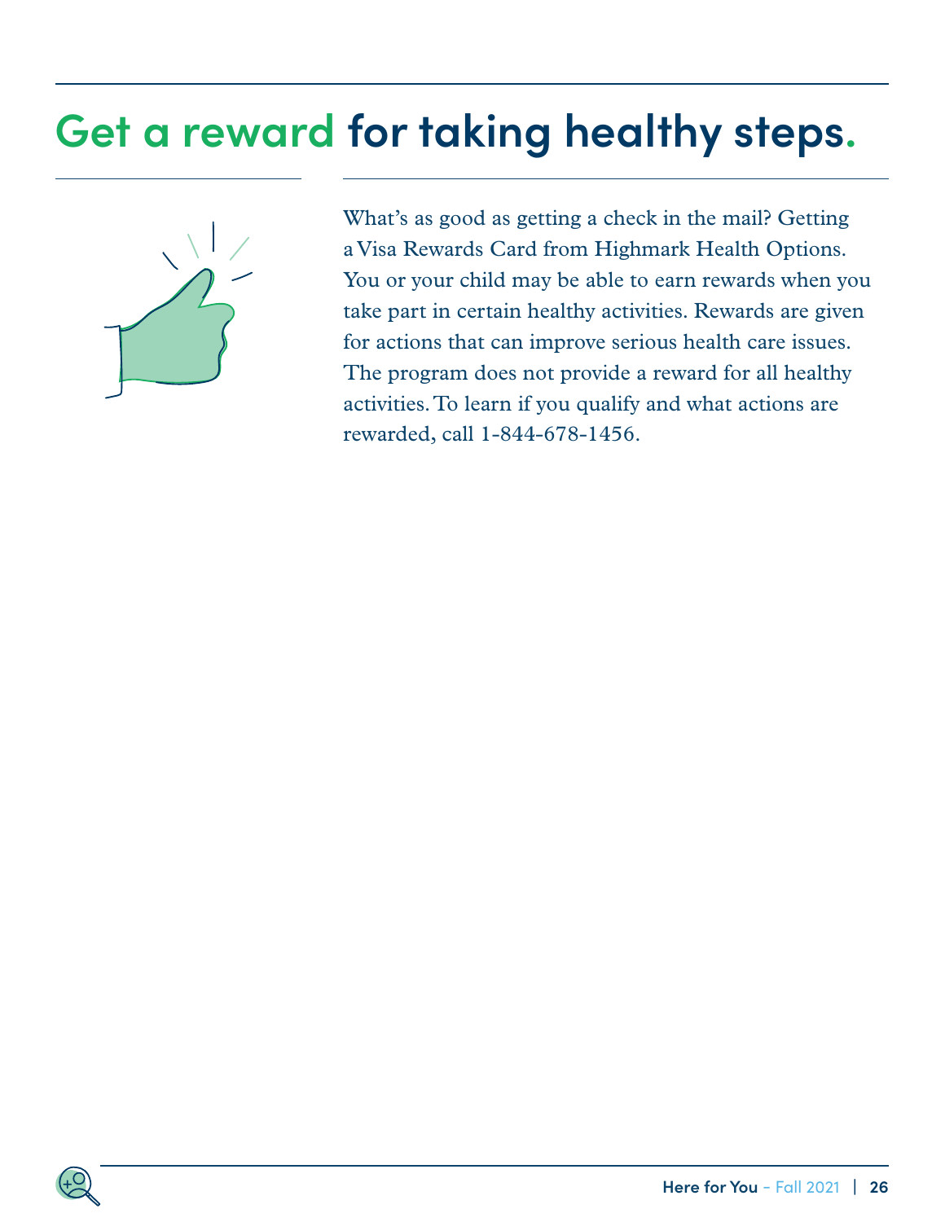# Get a reward for taking healthy steps.

What's as good as getting a check in the mail? Getting a Visa Rewards Card from Highmark Health Options. You or your child may be able to earn rewards when you take part in certain healthy activities. Rewards are given for actions that can improve serious health care issues. The program does not provide a reward for all healthy activities. To learn if you qualify and what actions are rewarded, call 1-844-678-1456.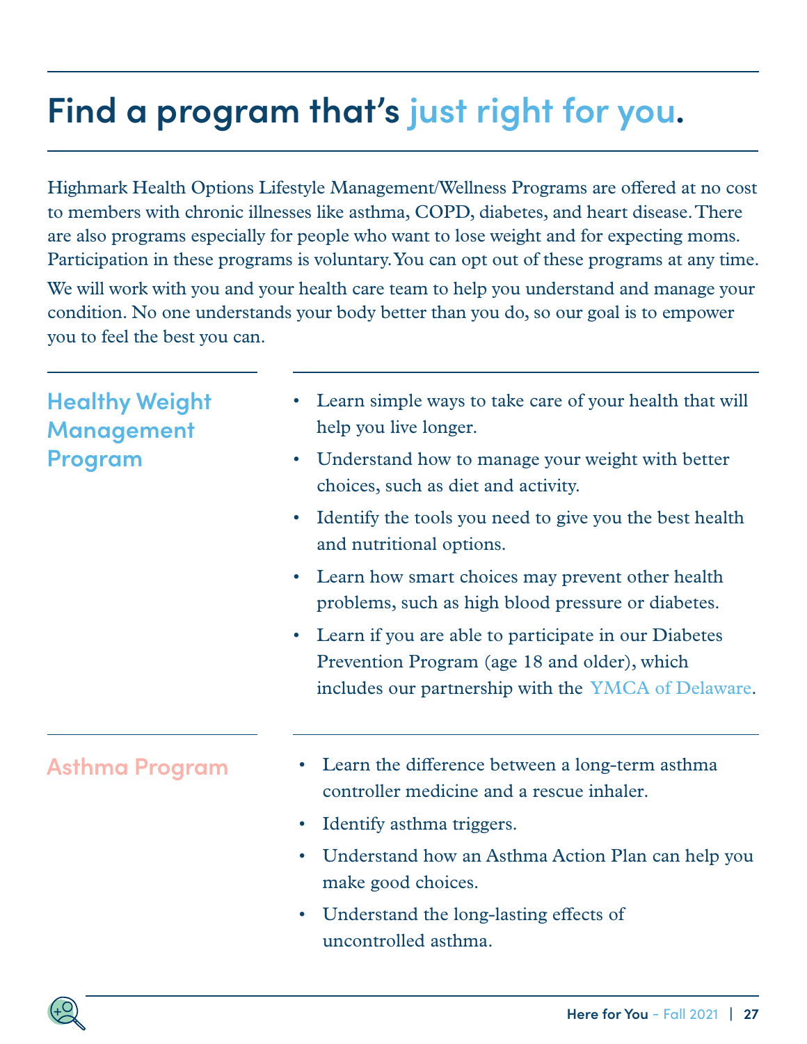# Find a program that's just right for you.

Highmark Health Options Lifestyle Management/Wellness Programs are offered at no cost to members with chronic illnesses like asthma, COPD, diabetes, and heart disease. There are also programs especially for people who want to lose weight and for expecting moms. Participation in these programs is voluntary. You can opt out of these programs at any time.

We will work with you and your health care team to help you understand and manage your condition. No one understands your body better than you do, so our goal is to empower you to feel the best you can.

## Healthy Weight Management Program

- Learn simple ways to take care of your health that will help you live longer.
- Understand how to manage your weight with better choices, such as diet and activity.
- Identify the tools you need to give you the best health and nutritional options.
- Learn how smart choices may prevent other health problems, such as high blood pressure or diabetes.
- Learn if you are able to participate in our Diabetes Prevention Program (age 18 and older), which includes our partnership with the YMCA of Delaware.

## Asthma Program

- Learn the difference between a long-term asthma controller medicine and a rescue inhaler.
- Identify asthma triggers.
- Understand how an Asthma Action Plan can help you make good choices.
- Understand the long-lasting effects of uncontrolled asthma.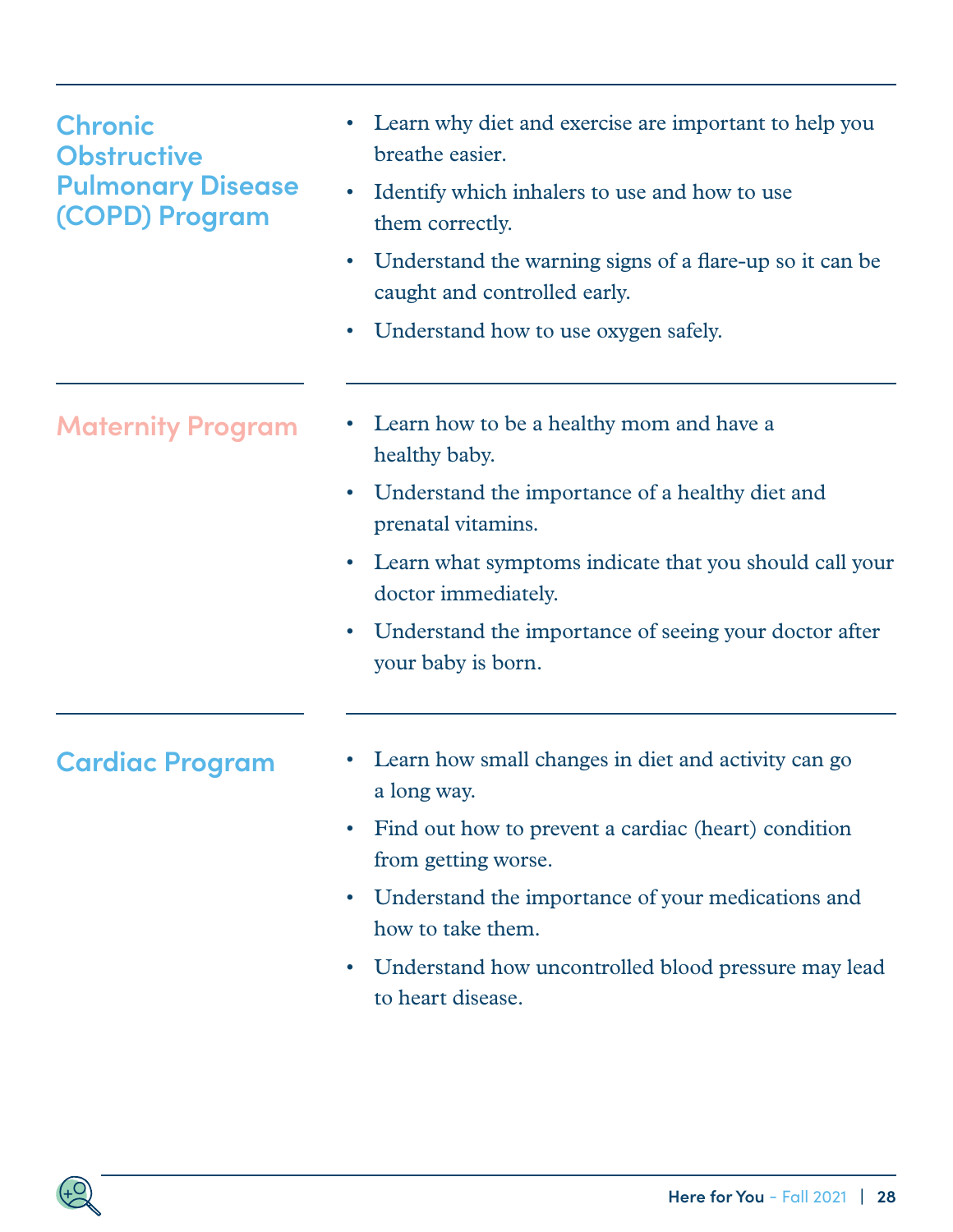## Chronic Obstructive Pulmonary Disease (COPD) Program

- Learn why diet and exercise are important to help you breathe easier.
- Identify which inhalers to use and how to use them correctly.
- Understand the warning signs of a flare-up so it can be caught and controlled early.
- Understand how to use oxygen safely.

## Maternity Program

- Learn how to be a healthy mom and have a healthy baby.
- Understand the importance of a healthy diet and prenatal vitamins.
- Learn what symptoms indicate that you should call your doctor immediately.
- Understand the importance of seeing your doctor after your baby is born.

## Cardiac Program

- Learn how small changes in diet and activity can go a long way.
- Find out how to prevent a cardiac (heart) condition from getting worse.
- Understand the importance of your medications and how to take them.
- Understand how uncontrolled blood pressure may lead to heart disease.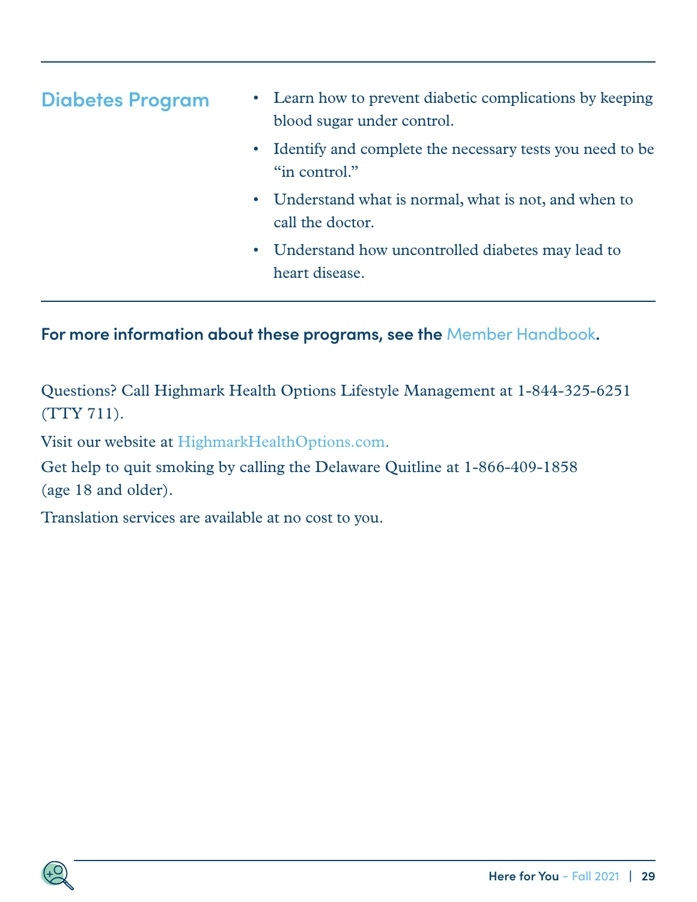## Diabetes Program

- Learn how to prevent diabetic complications by keeping blood sugar under control.
- Identify and complete the necessary tests you need to be "in control."
- Understand what is normal, what is not, and when to call the doctor.
- Understand how uncontrolled diabetes may lead to heart disease.

**For more information about these programs, see the Member Handbook.**

Questions? Call Highmark Health Options Lifestyle Management at 1-844-325-6251 (TTY 711).

Visit our website at HighmarkHealthOptions.com.

Get help to quit smoking by calling the Delaware Quitline at 1-866-409-1858 (age 18 and older).

Translation services are available at no cost to you.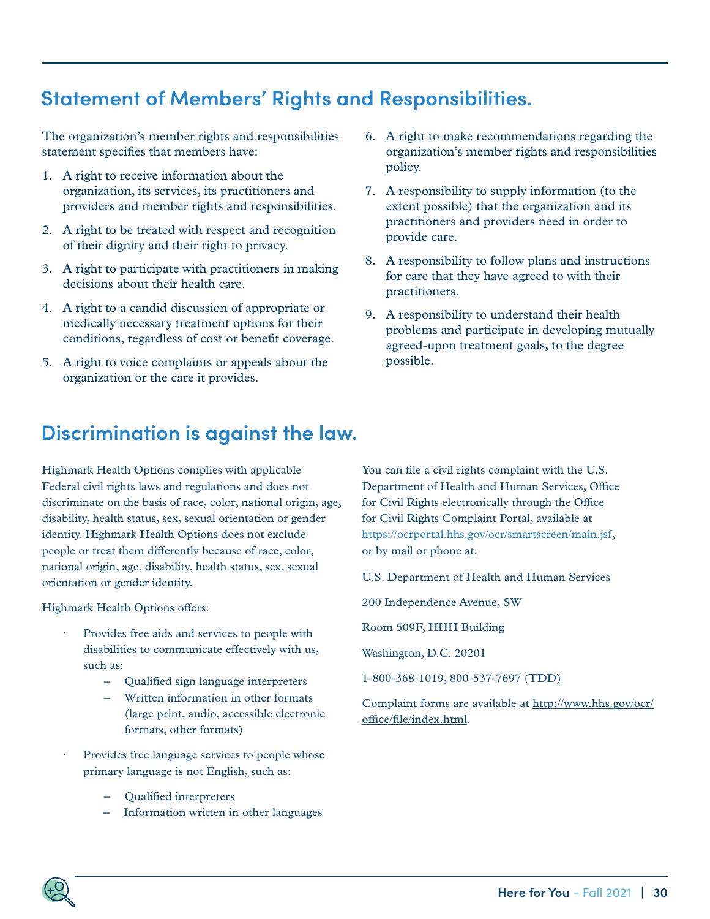## Statement of Members' Rights and Responsibilities.

The organization's member rights and responsibilities statement specifies that members have:

1. A right to receive information about the organization, its services, its practitioners and providers and member rights and responsibilities.
2. A right to be treated with respect and recognition of their dignity and their right to privacy.
3. A right to participate with practitioners in making decisions about their health care.
4. A right to a candid discussion of appropriate or medically necessary treatment options for their conditions, regardless of cost or benefit coverage.
5. A right to voice complaints or appeals about the organization or the care it provides.
6. A right to make recommendations regarding the organization's member rights and responsibilities policy.
7. A responsibility to supply information (to the extent possible) that the organization and its practitioners and providers need in order to provide care.
8. A responsibility to follow plans and instructions for care that they have agreed to with their practitioners.
9. A responsibility to understand their health problems and participate in developing mutually agreed-upon treatment goals, to the degree possible.

## Discrimination is against the law.

Highmark Health Options complies with applicable Federal civil rights laws and regulations and does not discriminate on the basis of race, color, national origin, age, disability, health status, sex, sexual orientation or gender identity. Highmark Health Options does not exclude people or treat them differently because of race, color, national origin, age, disability, health status, sex, sexual orientation or gender identity.

Highmark Health Options offers:

- Provides free aids and services to people with disabilities to communicate effectively with us, such as:
  - Qualified sign language interpreters
  - Written information in other formats (large print, audio, accessible electronic formats, other formats)
- Provides free language services to people whose primary language is not English, such as:
  - Qualified interpreters
  - Information written in other languages

You can file a civil rights complaint with the U.S. Department of Health and Human Services, Office for Civil Rights electronically through the Office for Civil Rights Complaint Portal, available at https://ocrportal.hhs.gov/ocr/smartscreen/main.jsf, or by mail or phone at:

U.S. Department of Health and Human Services

200 Independence Avenue, SW

Room 509F, HHH Building

Washington, D.C. 20201

1-800-368-1019, 800-537-7697 (TDD)

Complaint forms are available at http://www.hhs.gov/ocr/office/file/index.html.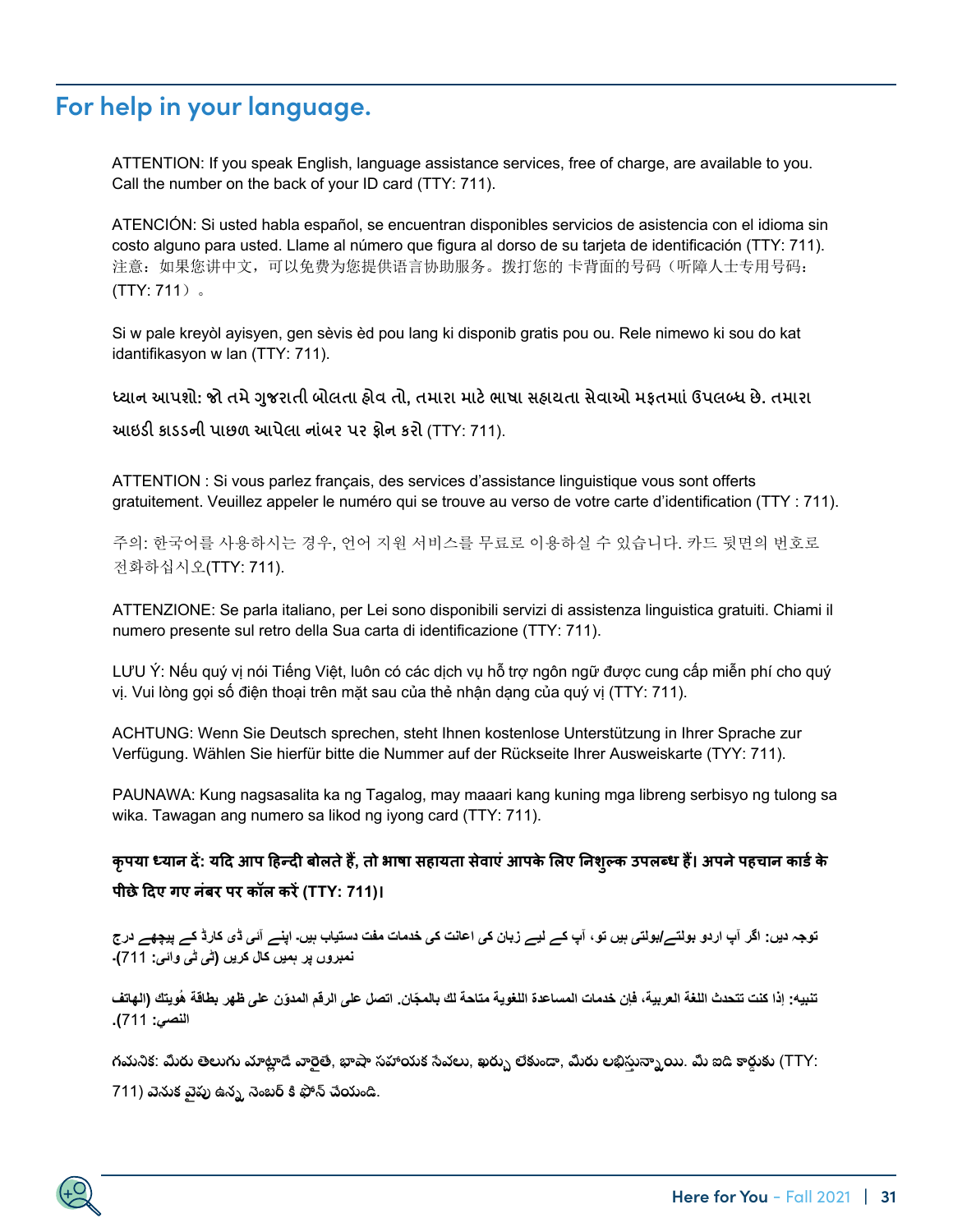## For help in your language.

ATTENTION: If you speak English, language assistance services, free of charge, are available to you. Call the number on the back of your ID card (TTY: 711).

ATENCIÓN: Si usted habla español, se encuentran disponibles servicios de asistencia con el idioma sin costo alguno para usted. Llame al número que figura al dorso de su tarjeta de identificación (TTY: 711).
注意：如果您讲中文，可以免费为您提供语言协助服务。拨打您的 卡背面的号码（听障人士专用号码：(TTY: 711）。

Si w pale kreyòl ayisyen, gen sèvis èd pou lang ki disponib gratis pou ou. Rele nimewo ki sou do kat idantifikasyon w lan (TTY: 711).

ધ્યાન આપશો: જો તમે ગુજરાતી બોલતા હોવ તો, તમારા માટે ભાષા સહાયતા સેવાઓ મફતમાં ઉપલબ્ધ છે. તમારા આઇડી કાડડની પાછળ આપેલા નાંબર પર ફોન કરો (TTY: 711).

ATTENTION : Si vous parlez français, des services d'assistance linguistique vous sont offerts gratuitement. Veuillez appeler le numéro qui se trouve au verso de votre carte d'identification (TTY : 711).

주의: 한국어를 사용하시는 경우, 언어 지원 서비스를 무료로 이용하실 수 있습니다. 카드 뒷면의 번호로 전화하십시오(TTY: 711).

ATTENZIONE: Se parla italiano, per Lei sono disponibili servizi di assistenza linguistica gratuiti. Chiami il numero presente sul retro della Sua carta di identificazione (TTY: 711).

LƯU Ý: Nếu quý vị nói Tiếng Việt, luôn có các dịch vụ hỗ trợ ngôn ngữ được cung cấp miễn phí cho quý vị. Vui lòng gọi số điện thoại trên mặt sau của thẻ nhận dạng của quý vị (TTY: 711).

ACHTUNG: Wenn Sie Deutsch sprechen, steht Ihnen kostenlose Unterstützung in Ihrer Sprache zur Verfügung. Wählen Sie hierfür bitte die Nummer auf der Rückseite Ihrer Ausweiskarte (TYY: 711).

PAUNAWA: Kung nagsasalita ka ng Tagalog, may maaari kang kuning mga libreng serbisyo ng tulong sa wika. Tawagan ang numero sa likod ng iyong card (TTY: 711).

**कृपया ध्यान दें: यदि आप हिन्दी बोलते हैं, तो भाषा सहायता सेवाएं आपके लिए निशुल्क उपलब्ध हैं। अपने पहचान कार्ड के पीछे दिए गए नंबर पर कॉल करें (TTY: 711)।**

**توجہ دیں: اگر آپ اردو بولتے/بولتی ہیں تو، آپ کے لیے زبان کی اعانت کی خدمات مفت دستیاب ہیں۔ اپنے آئی ڈی کارڈ کے پیچھے درج نمبروں پر ہمیں کال کریں (ٹی ٹی وائی: 711)۔**

**تنبيه: إذا كنت تتحدث اللغة العربية، فإن خدمات المساعدة اللغوية متاحة لك بالمجّان. اتصل على الرقم المدوّن على ظهر بطاقة هُويتك (الهاتف النصي: 711).**

గమనిక: మీరు తెలుగు మాట్లాడే వారైతే, భాషా సహాయక సేవలు, ఖర్చు లేకుండా, మీరు లభిస్తున్నాయి. మీ ఐడి కార్డుకు (TTY: 711) వెనుక వైపు ఉన్న నెంబర్ కి ఫోన్ చేయండి.